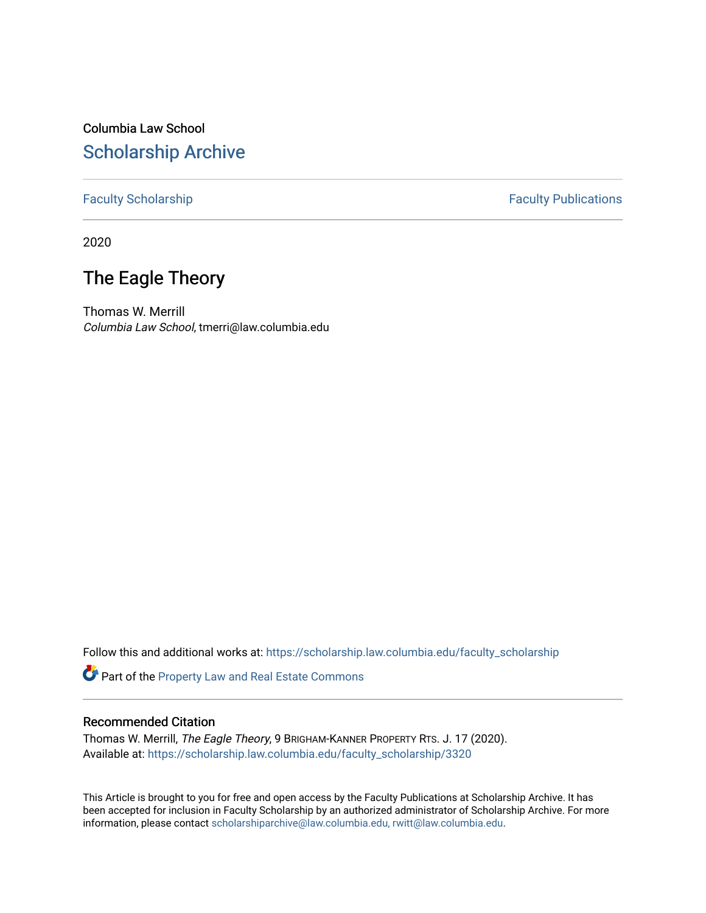Columbia Law School

# Scholarship Archive

Faculty Scholarship | Faculty Publications

2020

## The Eagle Theory

Thomas W. Merrill
*Columbia Law School*, tmerri@law.columbia.edu

Follow this and additional works at: https://scholarship.law.columbia.edu/faculty_scholarship

Part of the Property Law and Real Estate Commons

### Recommended Citation

Thomas W. Merrill, *The Eagle Theory*, 9 BRIGHAM-KANNER PROPERTY RTS. J. 17 (2020).
Available at: https://scholarship.law.columbia.edu/faculty_scholarship/3320

This Article is brought to you for free and open access by the Faculty Publications at Scholarship Archive. It has been accepted for inclusion in Faculty Scholarship by an authorized administrator of Scholarship Archive. For more information, please contact scholarshiparchive@law.columbia.edu, rwitt@law.columbia.edu.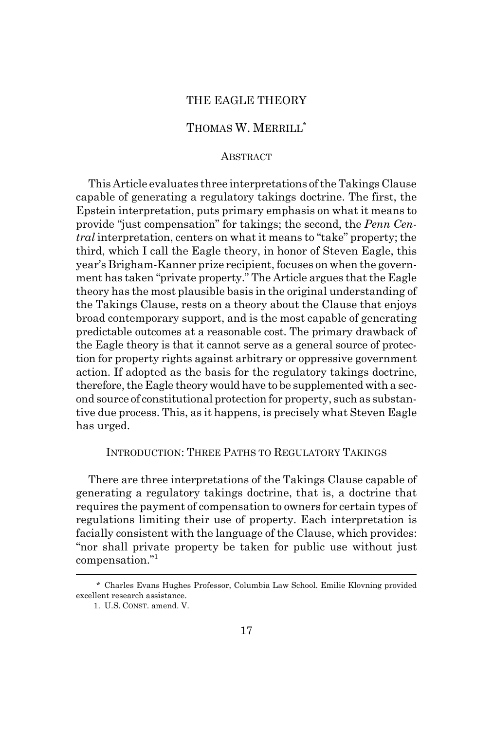# THE EAGLE THEORY

## THOMAS W. MERRILL*

### ABSTRACT

This Article evaluates three interpretations of the Takings Clause capable of generating a regulatory takings doctrine. The first, the Epstein interpretation, puts primary emphasis on what it means to provide "just compensation" for takings; the second, the *Penn Central* interpretation, centers on what it means to "take" property; the third, which I call the Eagle theory, in honor of Steven Eagle, this year's Brigham-Kanner prize recipient, focuses on when the government has taken "private property." The Article argues that the Eagle theory has the most plausible basis in the original understanding of the Takings Clause, rests on a theory about the Clause that enjoys broad contemporary support, and is the most capable of generating predictable outcomes at a reasonable cost. The primary drawback of the Eagle theory is that it cannot serve as a general source of protection for property rights against arbitrary or oppressive government action. If adopted as the basis for the regulatory takings doctrine, therefore, the Eagle theory would have to be supplemented with a second source of constitutional protection for property, such as substantive due process. This, as it happens, is precisely what Steven Eagle has urged.

### INTRODUCTION: THREE PATHS TO REGULATORY TAKINGS

There are three interpretations of the Takings Clause capable of generating a regulatory takings doctrine, that is, a doctrine that requires the payment of compensation to owners for certain types of regulations limiting their use of property. Each interpretation is facially consistent with the language of the Clause, which provides: "nor shall private property be taken for public use without just compensation."[1]

---

\* Charles Evans Hughes Professor, Columbia Law School. Emilie Klovning provided excellent research assistance.

1. U.S. CONST. amend. V.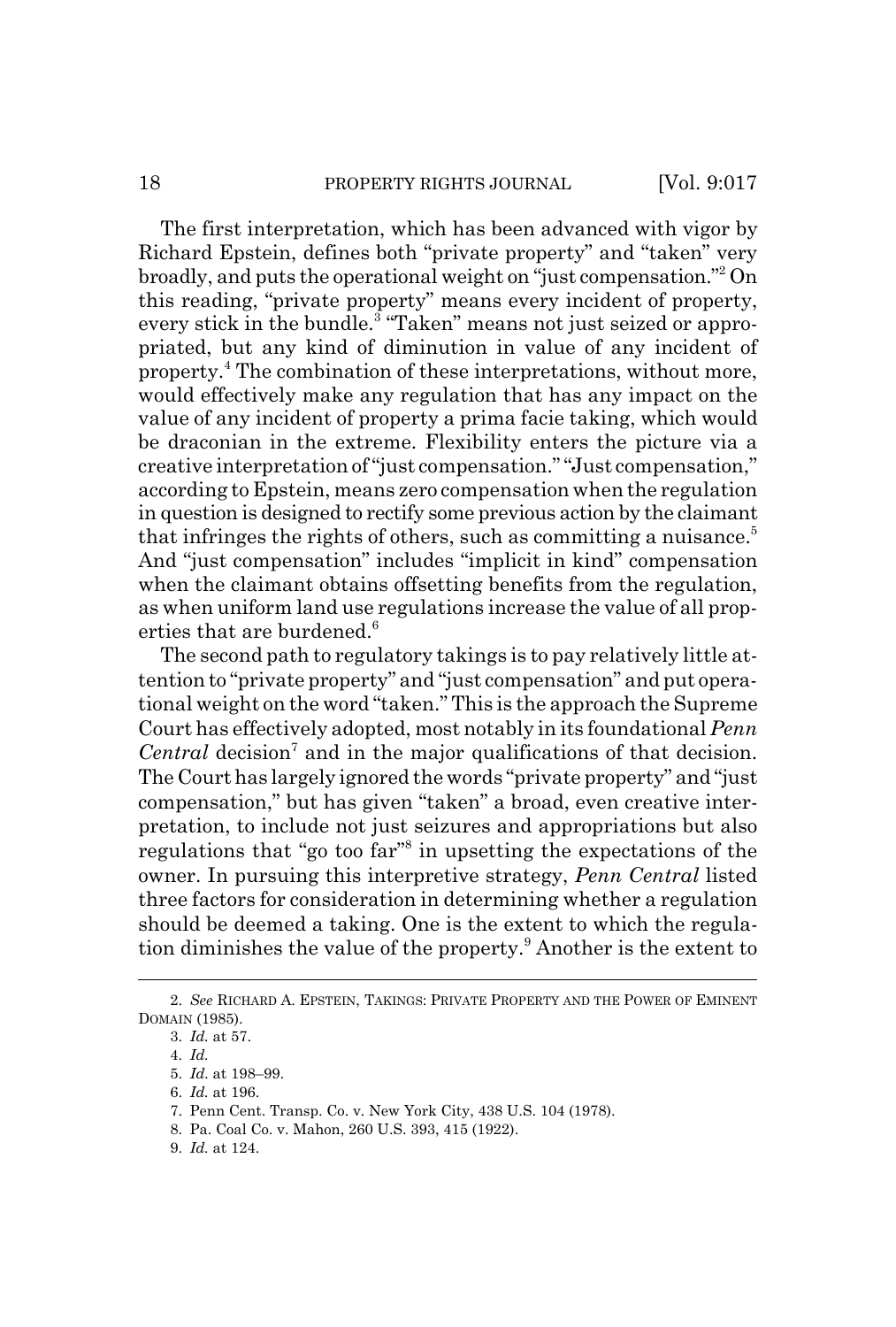The first interpretation, which has been advanced with vigor by Richard Epstein, defines both "private property" and "taken" very broadly, and puts the operational weight on "just compensation."[2] On this reading, "private property" means every incident of property, every stick in the bundle.[3] "Taken" means not just seized or appropriated, but any kind of diminution in value of any incident of property.[4] The combination of these interpretations, without more, would effectively make any regulation that has any impact on the value of any incident of property a prima facie taking, which would be draconian in the extreme. Flexibility enters the picture via a creative interpretation of "just compensation." "Just compensation," according to Epstein, means zero compensation when the regulation in question is designed to rectify some previous action by the claimant that infringes the rights of others, such as committing a nuisance.[5] And "just compensation" includes "implicit in kind" compensation when the claimant obtains offsetting benefits from the regulation, as when uniform land use regulations increase the value of all properties that are burdened.[6]

The second path to regulatory takings is to pay relatively little attention to "private property" and "just compensation" and put operational weight on the word "taken." This is the approach the Supreme Court has effectively adopted, most notably in its foundational *Penn Central* decision[7] and in the major qualifications of that decision. The Court has largely ignored the words "private property" and "just compensation," but has given "taken" a broad, even creative interpretation, to include not just seizures and appropriations but also regulations that "go too far"[8] in upsetting the expectations of the owner. In pursuing this interpretive strategy, *Penn Central* listed three factors for consideration in determining whether a regulation should be deemed a taking. One is the extent to which the regulation diminishes the value of the property.[9] Another is the extent to

---

2. *See* RICHARD A. EPSTEIN, TAKINGS: PRIVATE PROPERTY AND THE POWER OF EMINENT DOMAIN (1985).

3. *Id.* at 57.

4. *Id.*

5. *Id.* at 198–99.

6. *Id.* at 196.

7. Penn Cent. Transp. Co. v. New York City, 438 U.S. 104 (1978).

8. Pa. Coal Co. v. Mahon, 260 U.S. 393, 415 (1922).

9. *Id.* at 124.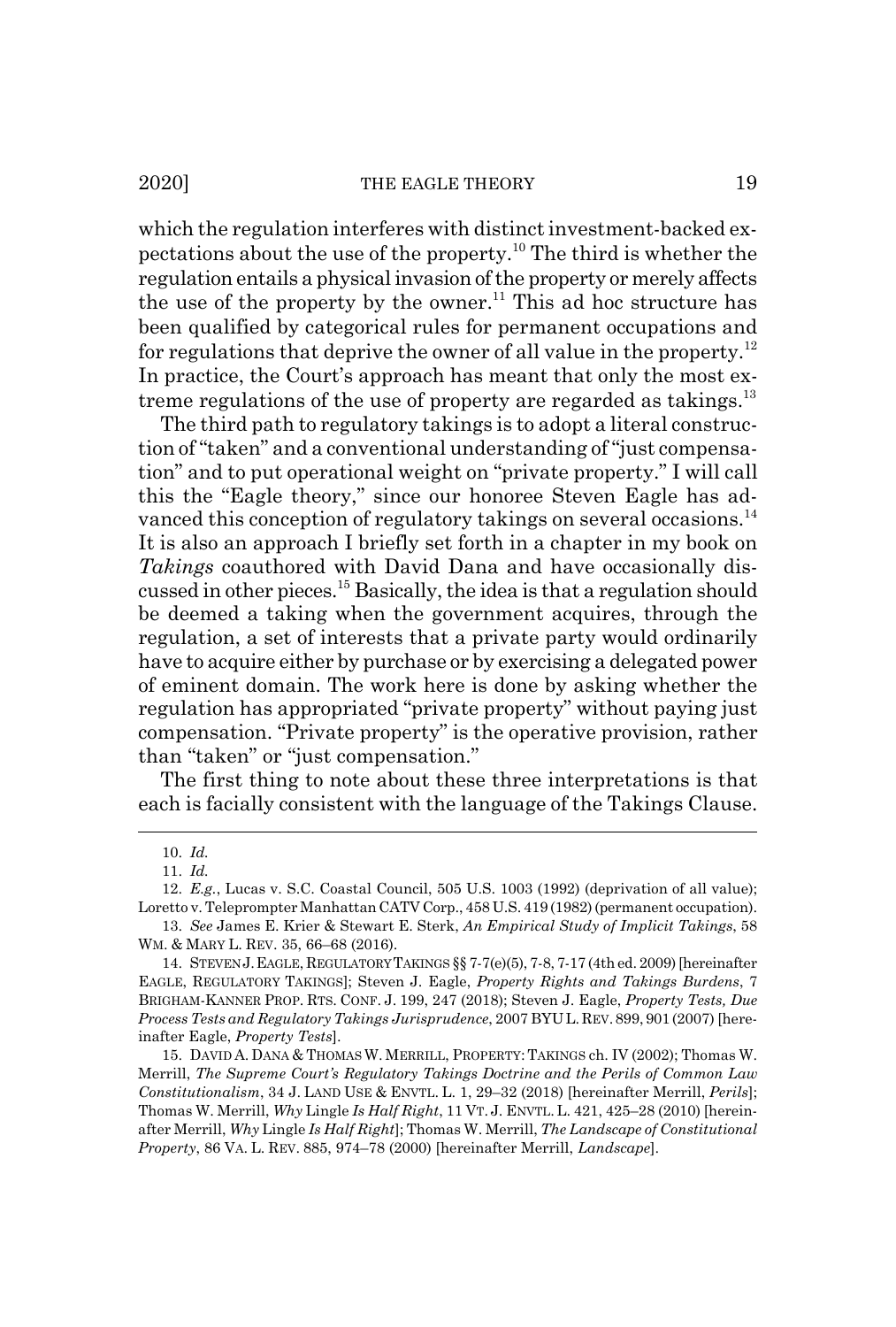which the regulation interferes with distinct investment-backed expectations about the use of the property.[10] The third is whether the regulation entails a physical invasion of the property or merely affects the use of the property by the owner.[11] This ad hoc structure has been qualified by categorical rules for permanent occupations and for regulations that deprive the owner of all value in the property.[12] In practice, the Court's approach has meant that only the most extreme regulations of the use of property are regarded as takings.[13]

The third path to regulatory takings is to adopt a literal construction of "taken" and a conventional understanding of "just compensation" and to put operational weight on "private property." I will call this the "Eagle theory," since our honoree Steven Eagle has advanced this conception of regulatory takings on several occasions.[14] It is also an approach I briefly set forth in a chapter in my book on *Takings* coauthored with David Dana and have occasionally discussed in other pieces.[15] Basically, the idea is that a regulation should be deemed a taking when the government acquires, through the regulation, a set of interests that a private party would ordinarily have to acquire either by purchase or by exercising a delegated power of eminent domain. The work here is done by asking whether the regulation has appropriated "private property" without paying just compensation. "Private property" is the operative provision, rather than "taken" or "just compensation."

The first thing to note about these three interpretations is that each is facially consistent with the language of the Takings Clause.

---

10. *Id.*

11. *Id.*

12. *E.g.*, Lucas v. S.C. Coastal Council, 505 U.S. 1003 (1992) (deprivation of all value); Loretto v. Teleprompter Manhattan CATV Corp., 458 U.S. 419 (1982) (permanent occupation).

13. *See* James E. Krier & Stewart E. Sterk, *An Empirical Study of Implicit Takings*, 58 WM. & MARY L. REV. 35, 66–68 (2016).

14. STEVEN J. EAGLE, REGULATORY TAKINGS §§ 7-7(e)(5), 7-8, 7-17 (4th ed. 2009) [hereinafter EAGLE, REGULATORY TAKINGS]; Steven J. Eagle, *Property Rights and Takings Burdens*, 7 BRIGHAM-KANNER PROP. RTS. CONF. J. 199, 247 (2018); Steven J. Eagle, *Property Tests, Due Process Tests and Regulatory Takings Jurisprudence*, 2007 BYU L. REV. 899, 901 (2007) [hereinafter Eagle, *Property Tests*].

15. DAVID A. DANA & THOMAS W. MERRILL, PROPERTY: TAKINGS ch. IV (2002); Thomas W. Merrill, *The Supreme Court's Regulatory Takings Doctrine and the Perils of Common Law Constitutionalism*, 34 J. LAND USE & ENVTL. L. 1, 29–32 (2018) [hereinafter Merrill, *Perils*]; Thomas W. Merrill, *Why* Lingle *Is Half Right*, 11 VT. J. ENVTL. L. 421, 425–28 (2010) [hereinafter Merrill, *Why* Lingle *Is Half Right*]; Thomas W. Merrill, *The Landscape of Constitutional Property*, 86 VA. L. REV. 885, 974–78 (2000) [hereinafter Merrill, *Landscape*].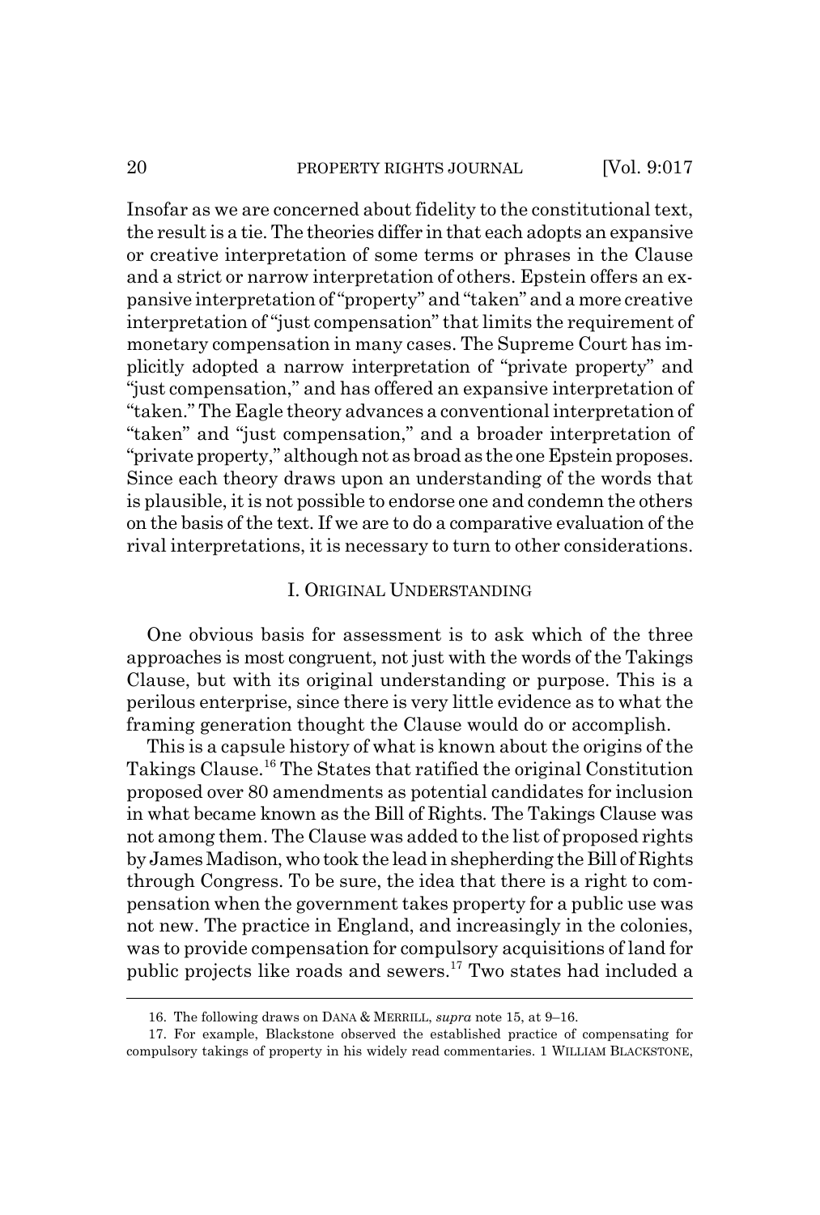Insofar as we are concerned about fidelity to the constitutional text, the result is a tie. The theories differ in that each adopts an expansive or creative interpretation of some terms or phrases in the Clause and a strict or narrow interpretation of others. Epstein offers an expansive interpretation of "property" and "taken" and a more creative interpretation of "just compensation" that limits the requirement of monetary compensation in many cases. The Supreme Court has implicitly adopted a narrow interpretation of "private property" and "just compensation," and has offered an expansive interpretation of "taken." The Eagle theory advances a conventional interpretation of "taken" and "just compensation," and a broader interpretation of "private property," although not as broad as the one Epstein proposes. Since each theory draws upon an understanding of the words that is plausible, it is not possible to endorse one and condemn the others on the basis of the text. If we are to do a comparative evaluation of the rival interpretations, it is necessary to turn to other considerations.

## I. ORIGINAL UNDERSTANDING

One obvious basis for assessment is to ask which of the three approaches is most congruent, not just with the words of the Takings Clause, but with its original understanding or purpose. This is a perilous enterprise, since there is very little evidence as to what the framing generation thought the Clause would do or accomplish.

This is a capsule history of what is known about the origins of the Takings Clause.[16] The States that ratified the original Constitution proposed over 80 amendments as potential candidates for inclusion in what became known as the Bill of Rights. The Takings Clause was not among them. The Clause was added to the list of proposed rights by James Madison, who took the lead in shepherding the Bill of Rights through Congress. To be sure, the idea that there is a right to compensation when the government takes property for a public use was not new. The practice in England, and increasingly in the colonies, was to provide compensation for compulsory acquisitions of land for public projects like roads and sewers.[17] Two states had included a

---

16. The following draws on DANA & MERRILL, *supra* note 15, at 9–16.

17. For example, Blackstone observed the established practice of compensating for compulsory takings of property in his widely read commentaries. 1 WILLIAM BLACKSTONE,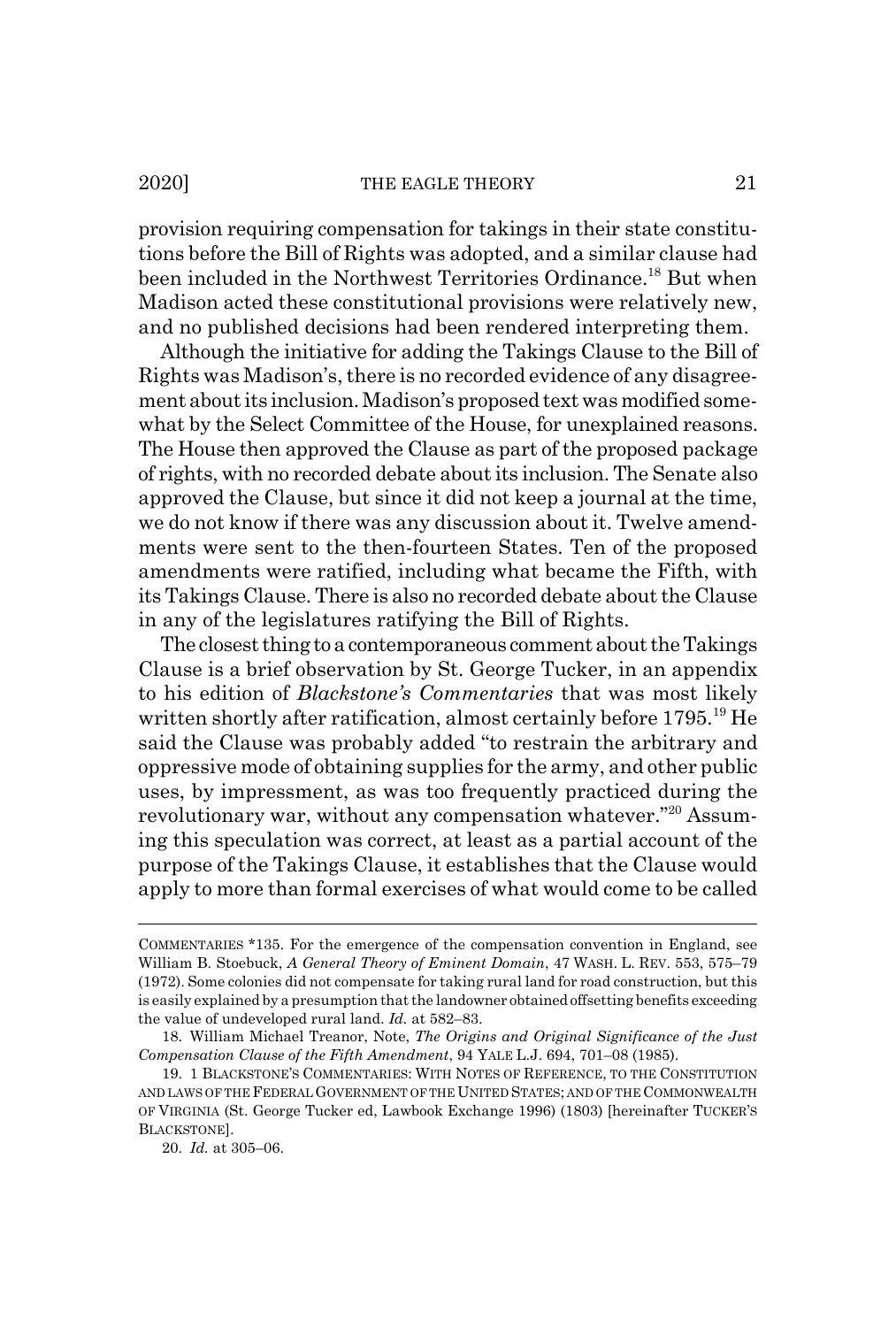provision requiring compensation for takings in their state constitutions before the Bill of Rights was adopted, and a similar clause had been included in the Northwest Territories Ordinance.[18] But when Madison acted these constitutional provisions were relatively new, and no published decisions had been rendered interpreting them.

Although the initiative for adding the Takings Clause to the Bill of Rights was Madison's, there is no recorded evidence of any disagreement about its inclusion. Madison's proposed text was modified somewhat by the Select Committee of the House, for unexplained reasons. The House then approved the Clause as part of the proposed package of rights, with no recorded debate about its inclusion. The Senate also approved the Clause, but since it did not keep a journal at the time, we do not know if there was any discussion about it. Twelve amendments were sent to the then-fourteen States. Ten of the proposed amendments were ratified, including what became the Fifth, with its Takings Clause. There is also no recorded debate about the Clause in any of the legislatures ratifying the Bill of Rights.

The closest thing to a contemporaneous comment about the Takings Clause is a brief observation by St. George Tucker, in an appendix to his edition of *Blackstone's Commentaries* that was most likely written shortly after ratification, almost certainly before 1795.[19] He said the Clause was probably added "to restrain the arbitrary and oppressive mode of obtaining supplies for the army, and other public uses, by impressment, as was too frequently practiced during the revolutionary war, without any compensation whatever."[20] Assuming this speculation was correct, at least as a partial account of the purpose of the Takings Clause, it establishes that the Clause would apply to more than formal exercises of what would come to be called

---

COMMENTARIES *135. For the emergence of the compensation convention in England, see William B. Stoebuck, *A General Theory of Eminent Domain*, 47 WASH. L. REV. 553, 575–79 (1972). Some colonies did not compensate for taking rural land for road construction, but this is easily explained by a presumption that the landowner obtained offsetting benefits exceeding the value of undeveloped rural land. *Id.* at 582–83.

18. William Michael Treanor, Note, *The Origins and Original Significance of the Just Compensation Clause of the Fifth Amendment*, 94 YALE L.J. 694, 701–08 (1985).

19. 1 BLACKSTONE'S COMMENTARIES: WITH NOTES OF REFERENCE, TO THE CONSTITUTION AND LAWS OF THE FEDERAL GOVERNMENT OF THE UNITED STATES; AND OF THE COMMONWEALTH OF VIRGINIA (St. George Tucker ed, Lawbook Exchange 1996) (1803) [hereinafter TUCKER'S BLACKSTONE].

20. *Id.* at 305–06.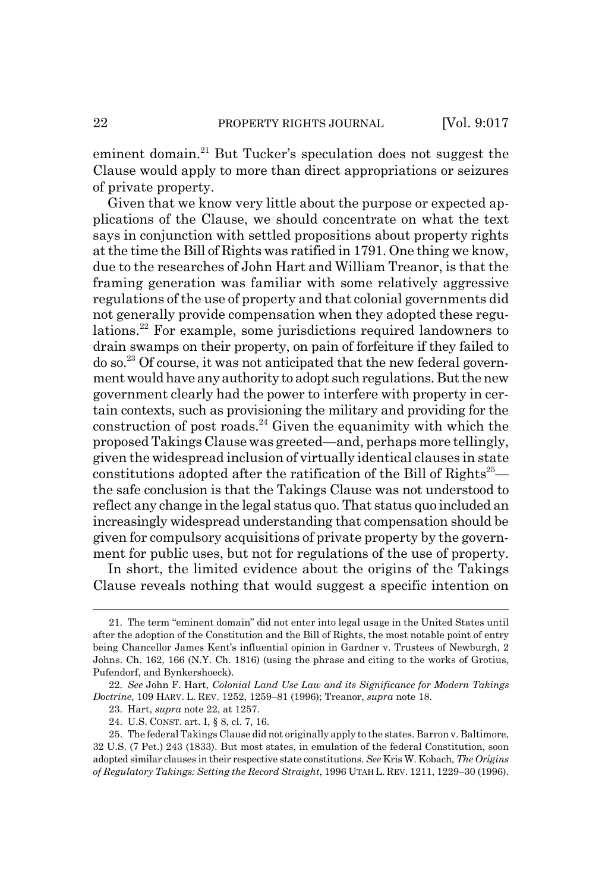eminent domain.[21] But Tucker's speculation does not suggest the Clause would apply to more than direct appropriations or seizures of private property.

Given that we know very little about the purpose or expected applications of the Clause, we should concentrate on what the text says in conjunction with settled propositions about property rights at the time the Bill of Rights was ratified in 1791. One thing we know, due to the researches of John Hart and William Treanor, is that the framing generation was familiar with some relatively aggressive regulations of the use of property and that colonial governments did not generally provide compensation when they adopted these regulations.[22] For example, some jurisdictions required landowners to drain swamps on their property, on pain of forfeiture if they failed to do so.[23] Of course, it was not anticipated that the new federal government would have any authority to adopt such regulations. But the new government clearly had the power to interfere with property in certain contexts, such as provisioning the military and providing for the construction of post roads.[24] Given the equanimity with which the proposed Takings Clause was greeted—and, perhaps more tellingly, given the widespread inclusion of virtually identical clauses in state constitutions adopted after the ratification of the Bill of Rights[25]—the safe conclusion is that the Takings Clause was not understood to reflect any change in the legal status quo. That status quo included an increasingly widespread understanding that compensation should be given for compulsory acquisitions of private property by the government for public uses, but not for regulations of the use of property.

In short, the limited evidence about the origins of the Takings Clause reveals nothing that would suggest a specific intention on

---

21. The term "eminent domain" did not enter into legal usage in the United States until after the adoption of the Constitution and the Bill of Rights, the most notable point of entry being Chancellor James Kent's influential opinion in Gardner v. Trustees of Newburgh, 2 Johns. Ch. 162, 166 (N.Y. Ch. 1816) (using the phrase and citing to the works of Grotius, Pufendorf, and Bynkershoeck).

22. *See* John F. Hart, *Colonial Land Use Law and its Significance for Modern Takings Doctrine*, 109 HARV. L. REV. 1252, 1259–81 (1996); Treanor, *supra* note 18.

23. Hart, *supra* note 22, at 1257.

24. U.S. CONST. art. I, § 8, cl. 7, 16.

25. The federal Takings Clause did not originally apply to the states. Barron v. Baltimore, 32 U.S. (7 Pet.) 243 (1833). But most states, in emulation of the federal Constitution, soon adopted similar clauses in their respective state constitutions. *See* Kris W. Kobach, *The Origins of Regulatory Takings: Setting the Record Straight*, 1996 UTAH L. REV. 1211, 1229–30 (1996).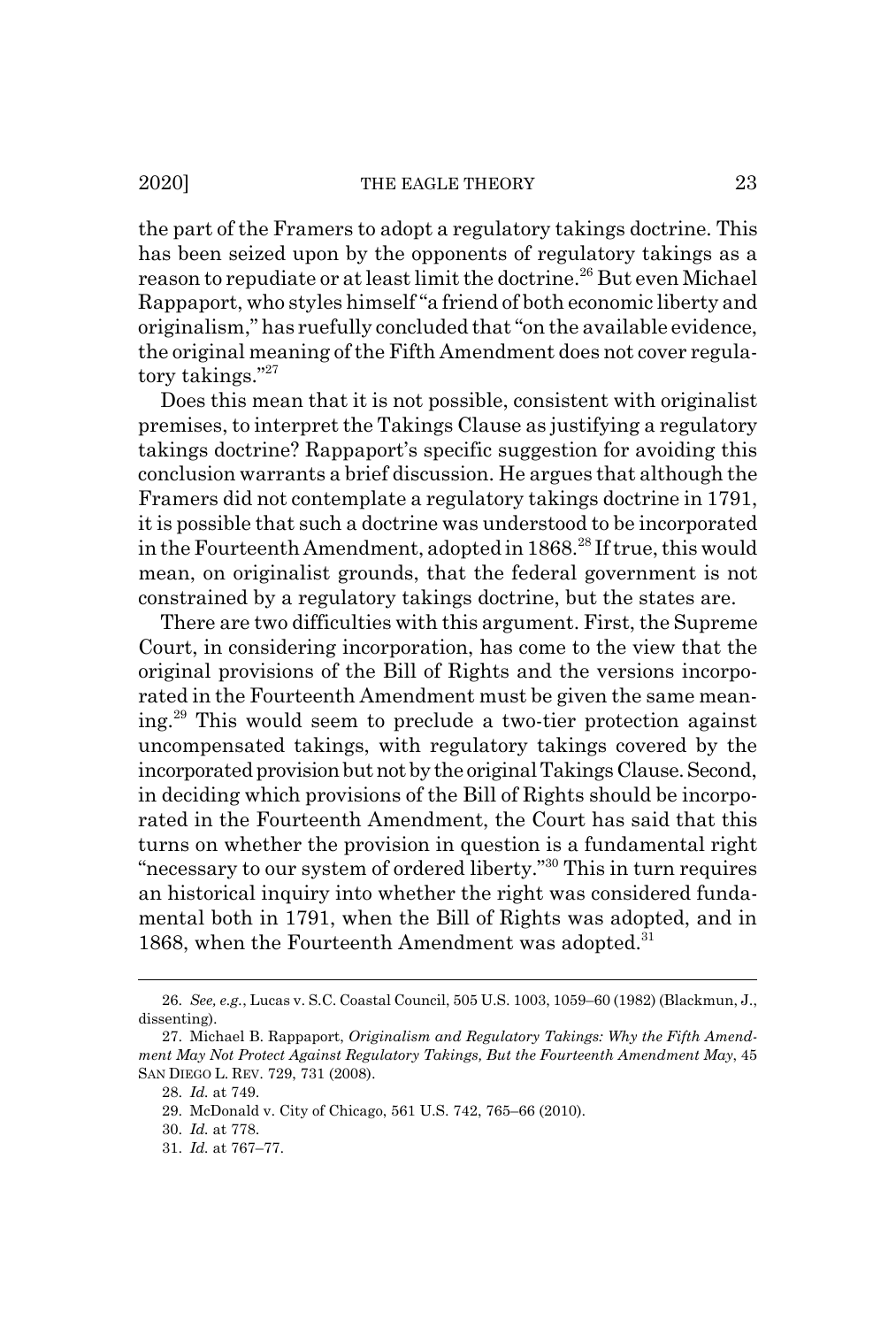the part of the Framers to adopt a regulatory takings doctrine. This has been seized upon by the opponents of regulatory takings as a reason to repudiate or at least limit the doctrine.[26] But even Michael Rappaport, who styles himself "a friend of both economic liberty and originalism," has ruefully concluded that "on the available evidence, the original meaning of the Fifth Amendment does not cover regulatory takings."[27]

Does this mean that it is not possible, consistent with originalist premises, to interpret the Takings Clause as justifying a regulatory takings doctrine? Rappaport's specific suggestion for avoiding this conclusion warrants a brief discussion. He argues that although the Framers did not contemplate a regulatory takings doctrine in 1791, it is possible that such a doctrine was understood to be incorporated in the Fourteenth Amendment, adopted in 1868.[28] If true, this would mean, on originalist grounds, that the federal government is not constrained by a regulatory takings doctrine, but the states are.

There are two difficulties with this argument. First, the Supreme Court, in considering incorporation, has come to the view that the original provisions of the Bill of Rights and the versions incorporated in the Fourteenth Amendment must be given the same meaning.[29] This would seem to preclude a two-tier protection against uncompensated takings, with regulatory takings covered by the incorporated provision but not by the original Takings Clause. Second, in deciding which provisions of the Bill of Rights should be incorporated in the Fourteenth Amendment, the Court has said that this turns on whether the provision in question is a fundamental right "necessary to our system of ordered liberty."[30] This in turn requires an historical inquiry into whether the right was considered fundamental both in 1791, when the Bill of Rights was adopted, and in 1868, when the Fourteenth Amendment was adopted.[31]

---

26. *See, e.g.*, Lucas v. S.C. Coastal Council, 505 U.S. 1003, 1059–60 (1982) (Blackmun, J., dissenting).

27. Michael B. Rappaport, *Originalism and Regulatory Takings: Why the Fifth Amendment May Not Protect Against Regulatory Takings, But the Fourteenth Amendment May*, 45 SAN DIEGO L. REV. 729, 731 (2008).

28. *Id.* at 749.

29. McDonald v. City of Chicago, 561 U.S. 742, 765–66 (2010).

30. *Id.* at 778.

31. *Id.* at 767–77.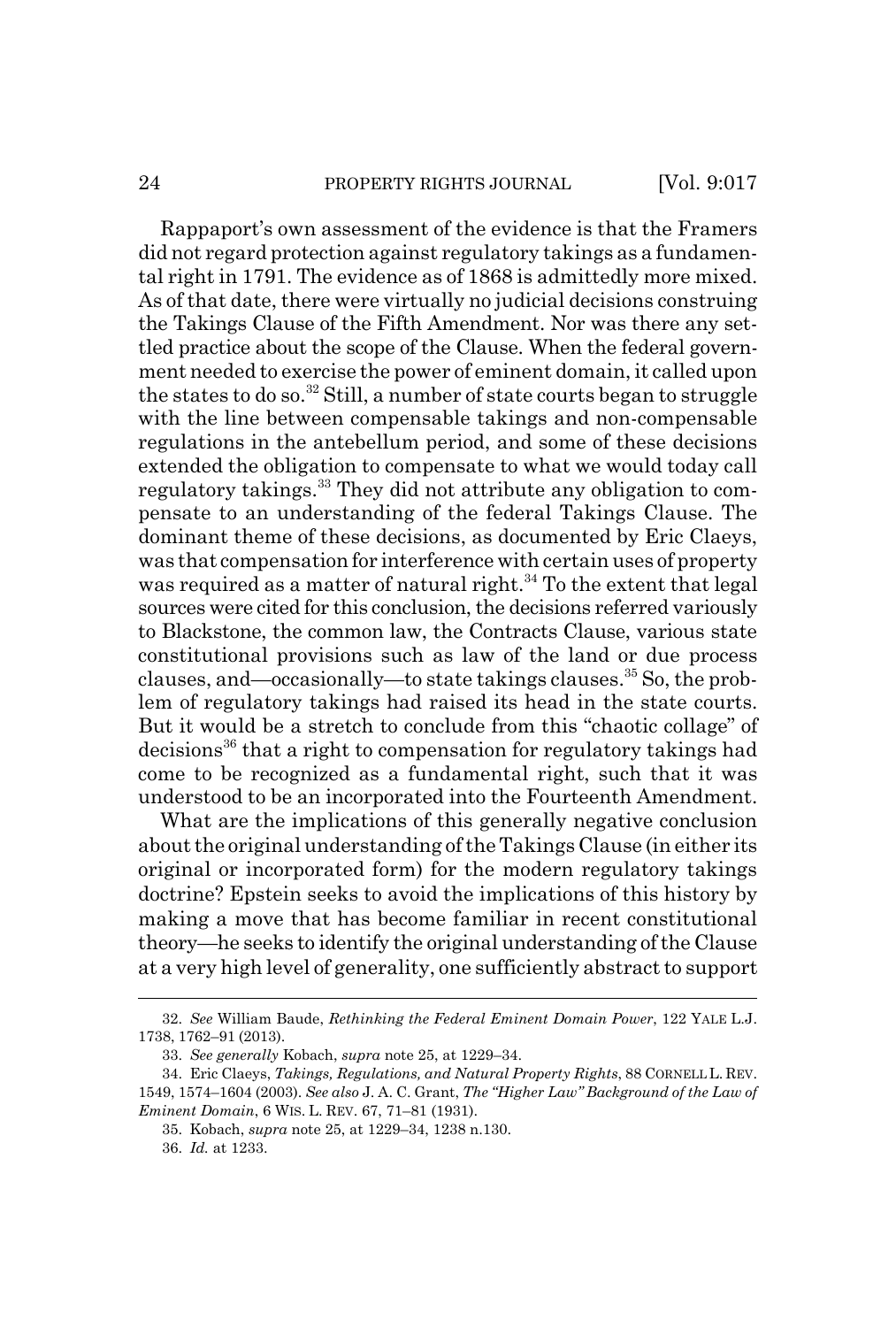Rappaport's own assessment of the evidence is that the Framers did not regard protection against regulatory takings as a fundamental right in 1791. The evidence as of 1868 is admittedly more mixed. As of that date, there were virtually no judicial decisions construing the Takings Clause of the Fifth Amendment. Nor was there any settled practice about the scope of the Clause. When the federal government needed to exercise the power of eminent domain, it called upon the states to do so.[32] Still, a number of state courts began to struggle with the line between compensable takings and non-compensable regulations in the antebellum period, and some of these decisions extended the obligation to compensate to what we would today call regulatory takings.[33] They did not attribute any obligation to compensate to an understanding of the federal Takings Clause. The dominant theme of these decisions, as documented by Eric Claeys, was that compensation for interference with certain uses of property was required as a matter of natural right.[34] To the extent that legal sources were cited for this conclusion, the decisions referred variously to Blackstone, the common law, the Contracts Clause, various state constitutional provisions such as law of the land or due process clauses, and—occasionally—to state takings clauses.[35] So, the problem of regulatory takings had raised its head in the state courts. But it would be a stretch to conclude from this "chaotic collage" of decisions[36] that a right to compensation for regulatory takings had come to be recognized as a fundamental right, such that it was understood to be an incorporated into the Fourteenth Amendment.

What are the implications of this generally negative conclusion about the original understanding of the Takings Clause (in either its original or incorporated form) for the modern regulatory takings doctrine? Epstein seeks to avoid the implications of this history by making a move that has become familiar in recent constitutional theory—he seeks to identify the original understanding of the Clause at a very high level of generality, one sufficiently abstract to support

---

32. *See* William Baude, *Rethinking the Federal Eminent Domain Power*, 122 YALE L.J. 1738, 1762–91 (2013).

33. *See generally* Kobach, *supra* note 25, at 1229–34.

34. Eric Claeys, *Takings, Regulations, and Natural Property Rights*, 88 CORNELL L. REV. 1549, 1574–1604 (2003). *See also* J. A. C. Grant, *The "Higher Law" Background of the Law of Eminent Domain*, 6 WIS. L. REV. 67, 71–81 (1931).

35. Kobach, *supra* note 25, at 1229–34, 1238 n.130.

36. *Id.* at 1233.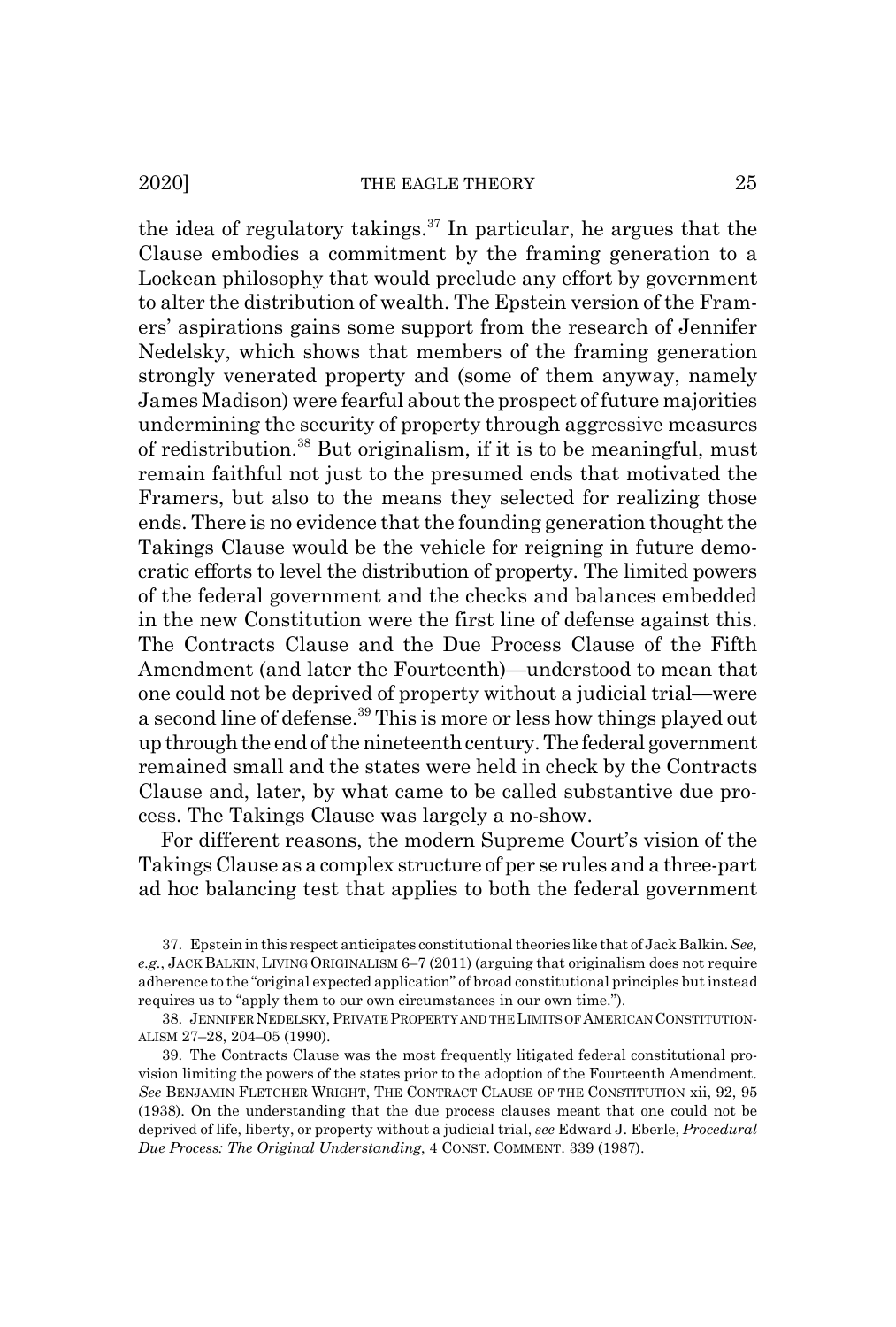the idea of regulatory takings.[37] In particular, he argues that the Clause embodies a commitment by the framing generation to a Lockean philosophy that would preclude any effort by government to alter the distribution of wealth. The Epstein version of the Framers' aspirations gains some support from the research of Jennifer Nedelsky, which shows that members of the framing generation strongly venerated property and (some of them anyway, namely James Madison) were fearful about the prospect of future majorities undermining the security of property through aggressive measures of redistribution.[38] But originalism, if it is to be meaningful, must remain faithful not just to the presumed ends that motivated the Framers, but also to the means they selected for realizing those ends. There is no evidence that the founding generation thought the Takings Clause would be the vehicle for reigning in future democratic efforts to level the distribution of property. The limited powers of the federal government and the checks and balances embedded in the new Constitution were the first line of defense against this. The Contracts Clause and the Due Process Clause of the Fifth Amendment (and later the Fourteenth)—understood to mean that one could not be deprived of property without a judicial trial—were a second line of defense.[39] This is more or less how things played out up through the end of the nineteenth century. The federal government remained small and the states were held in check by the Contracts Clause and, later, by what came to be called substantive due process. The Takings Clause was largely a no-show.

For different reasons, the modern Supreme Court's vision of the Takings Clause as a complex structure of per se rules and a three-part ad hoc balancing test that applies to both the federal government

---

37. Epstein in this respect anticipates constitutional theories like that of Jack Balkin. *See, e.g.*, JACK BALKIN, LIVING ORIGINALISM 6–7 (2011) (arguing that originalism does not require adherence to the "original expected application" of broad constitutional principles but instead requires us to "apply them to our own circumstances in our own time.").

38. JENNIFER NEDELSKY, PRIVATE PROPERTY AND THE LIMITS OF AMERICAN CONSTITUTIONALISM 27–28, 204–05 (1990).

39. The Contracts Clause was the most frequently litigated federal constitutional provision limiting the powers of the states prior to the adoption of the Fourteenth Amendment. *See* BENJAMIN FLETCHER WRIGHT, THE CONTRACT CLAUSE OF THE CONSTITUTION xii, 92, 95 (1938). On the understanding that the due process clauses meant that one could not be deprived of life, liberty, or property without a judicial trial, *see* Edward J. Eberle, *Procedural Due Process: The Original Understanding*, 4 CONST. COMMENT. 339 (1987).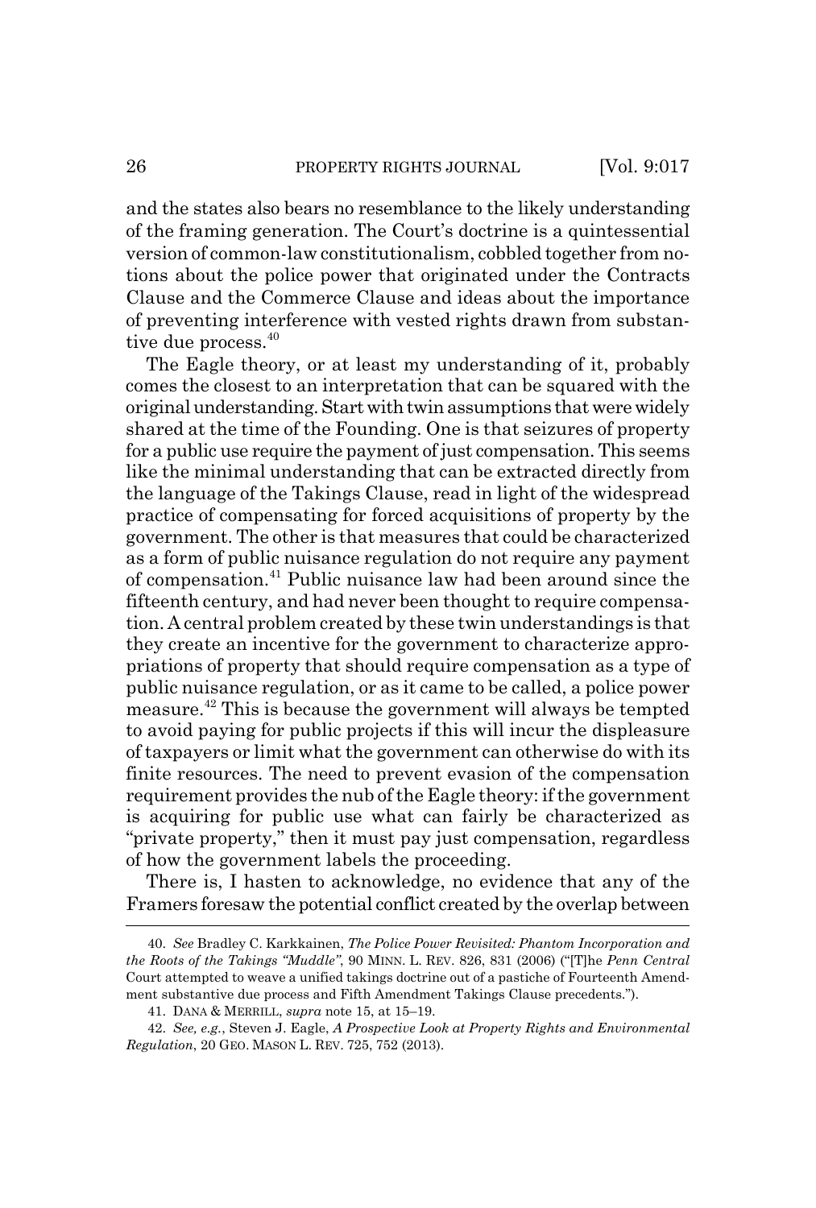and the states also bears no resemblance to the likely understanding of the framing generation. The Court's doctrine is a quintessential version of common-law constitutionalism, cobbled together from notions about the police power that originated under the Contracts Clause and the Commerce Clause and ideas about the importance of preventing interference with vested rights drawn from substantive due process.[40]

The Eagle theory, or at least my understanding of it, probably comes the closest to an interpretation that can be squared with the original understanding. Start with twin assumptions that were widely shared at the time of the Founding. One is that seizures of property for a public use require the payment of just compensation. This seems like the minimal understanding that can be extracted directly from the language of the Takings Clause, read in light of the widespread practice of compensating for forced acquisitions of property by the government. The other is that measures that could be characterized as a form of public nuisance regulation do not require any payment of compensation.[41] Public nuisance law had been around since the fifteenth century, and had never been thought to require compensation. A central problem created by these twin understandings is that they create an incentive for the government to characterize appropriations of property that should require compensation as a type of public nuisance regulation, or as it came to be called, a police power measure.[42] This is because the government will always be tempted to avoid paying for public projects if this will incur the displeasure of taxpayers or limit what the government can otherwise do with its finite resources. The need to prevent evasion of the compensation requirement provides the nub of the Eagle theory: if the government is acquiring for public use what can fairly be characterized as "private property," then it must pay just compensation, regardless of how the government labels the proceeding.

There is, I hasten to acknowledge, no evidence that any of the Framers foresaw the potential conflict created by the overlap between

40. *See* Bradley C. Karkkainen, *The Police Power Revisited: Phantom Incorporation and the Roots of the Takings "Muddle"*, 90 MINN. L. REV. 826, 831 (2006) ("[T]he *Penn Central* Court attempted to weave a unified takings doctrine out of a pastiche of Fourteenth Amendment substantive due process and Fifth Amendment Takings Clause precedents.").

41. DANA & MERRILL, *supra* note 15, at 15–19.

42. *See, e.g.*, Steven J. Eagle, *A Prospective Look at Property Rights and Environmental Regulation*, 20 GEO. MASON L. REV. 725, 752 (2013).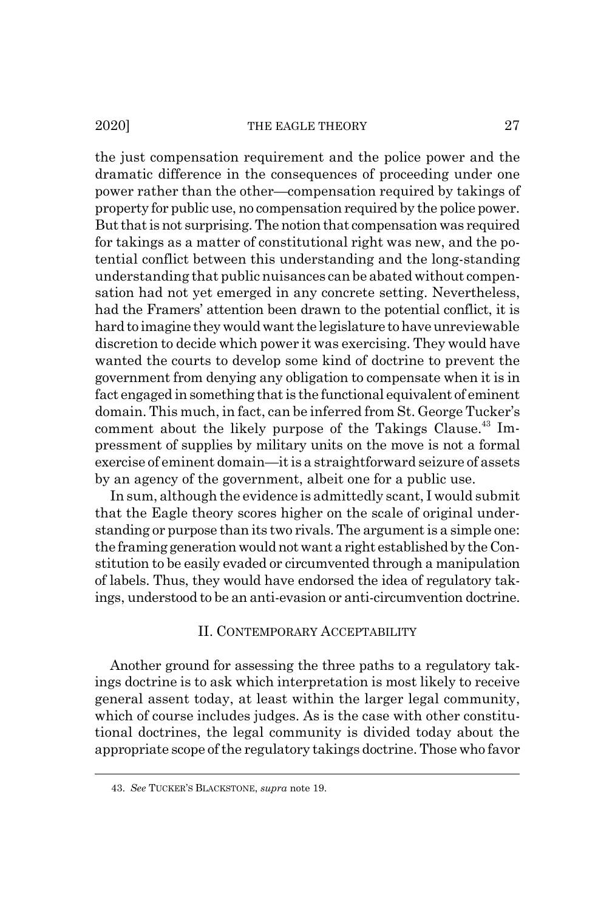the just compensation requirement and the police power and the dramatic difference in the consequences of proceeding under one power rather than the other—compensation required by takings of property for public use, no compensation required by the police power. But that is not surprising. The notion that compensation was required for takings as a matter of constitutional right was new, and the potential conflict between this understanding and the long-standing understanding that public nuisances can be abated without compensation had not yet emerged in any concrete setting. Nevertheless, had the Framers' attention been drawn to the potential conflict, it is hard to imagine they would want the legislature to have unreviewable discretion to decide which power it was exercising. They would have wanted the courts to develop some kind of doctrine to prevent the government from denying any obligation to compensate when it is in fact engaged in something that is the functional equivalent of eminent domain. This much, in fact, can be inferred from St. George Tucker's comment about the likely purpose of the Takings Clause.[43] Impressment of supplies by military units on the move is not a formal exercise of eminent domain—it is a straightforward seizure of assets by an agency of the government, albeit one for a public use.

In sum, although the evidence is admittedly scant, I would submit that the Eagle theory scores higher on the scale of original understanding or purpose than its two rivals. The argument is a simple one: the framing generation would not want a right established by the Constitution to be easily evaded or circumvented through a manipulation of labels. Thus, they would have endorsed the idea of regulatory takings, understood to be an anti-evasion or anti-circumvention doctrine.

## II. CONTEMPORARY ACCEPTABILITY

Another ground for assessing the three paths to a regulatory takings doctrine is to ask which interpretation is most likely to receive general assent today, at least within the larger legal community, which of course includes judges. As is the case with other constitutional doctrines, the legal community is divided today about the appropriate scope of the regulatory takings doctrine. Those who favor

---

43. *See* TUCKER'S BLACKSTONE, *supra* note 19.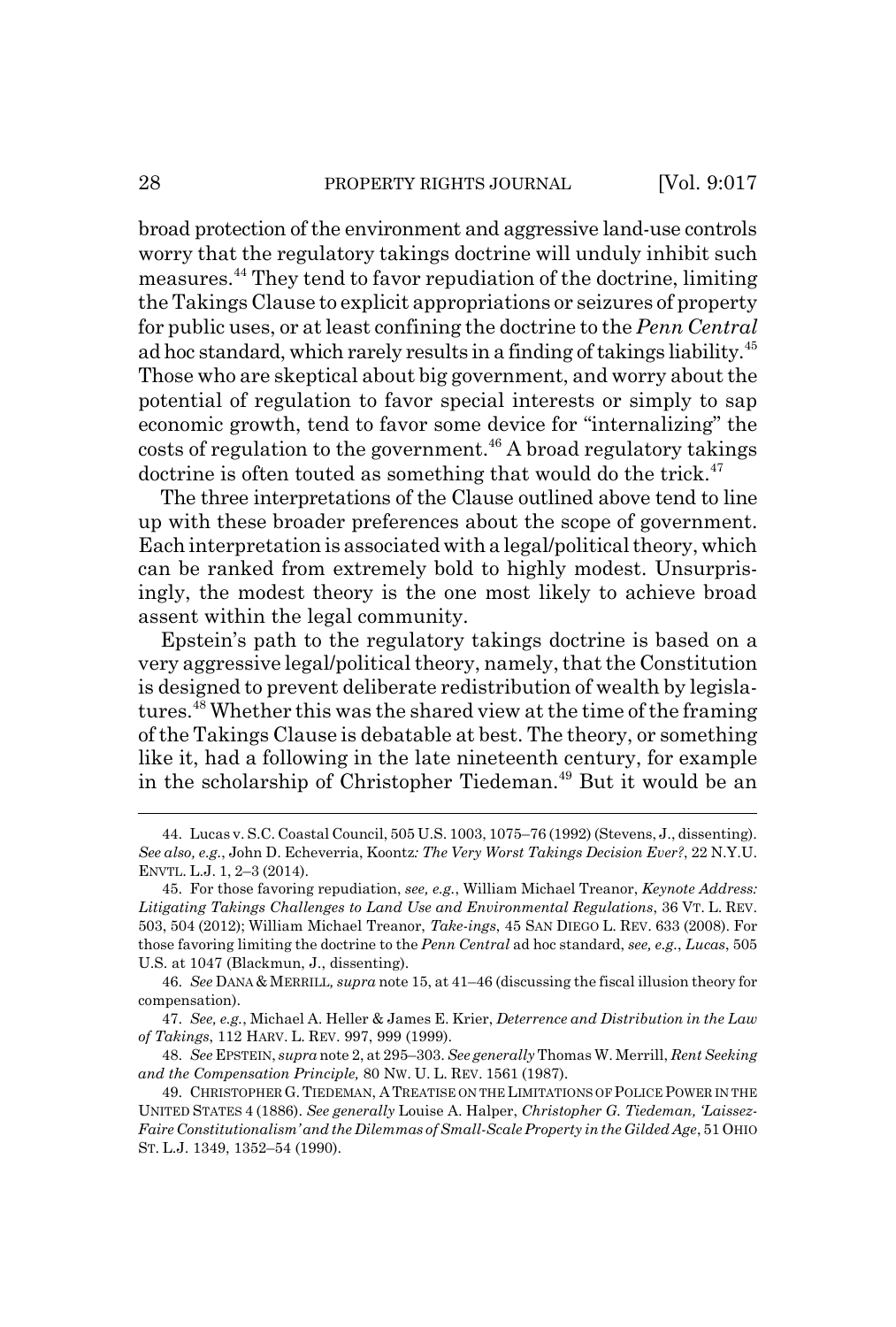broad protection of the environment and aggressive land-use controls worry that the regulatory takings doctrine will unduly inhibit such measures.[44] They tend to favor repudiation of the doctrine, limiting the Takings Clause to explicit appropriations or seizures of property for public uses, or at least confining the doctrine to the *Penn Central* ad hoc standard, which rarely results in a finding of takings liability.[45] Those who are skeptical about big government, and worry about the potential of regulation to favor special interests or simply to sap economic growth, tend to favor some device for "internalizing" the costs of regulation to the government.[46] A broad regulatory takings doctrine is often touted as something that would do the trick.[47]

The three interpretations of the Clause outlined above tend to line up with these broader preferences about the scope of government. Each interpretation is associated with a legal/political theory, which can be ranked from extremely bold to highly modest. Unsurprisingly, the modest theory is the one most likely to achieve broad assent within the legal community.

Epstein's path to the regulatory takings doctrine is based on a very aggressive legal/political theory, namely, that the Constitution is designed to prevent deliberate redistribution of wealth by legislatures.[48] Whether this was the shared view at the time of the framing of the Takings Clause is debatable at best. The theory, or something like it, had a following in the late nineteenth century, for example in the scholarship of Christopher Tiedeman.[49] But it would be an

---

44. Lucas v. S.C. Coastal Council, 505 U.S. 1003, 1075–76 (1992) (Stevens, J., dissenting). *See also, e.g.*, John D. Echeverria, Koontz*: The Very Worst Takings Decision Ever?*, 22 N.Y.U. ENVTL. L.J. 1, 2–3 (2014).

45. For those favoring repudiation, *see, e.g.*, William Michael Treanor, *Keynote Address: Litigating Takings Challenges to Land Use and Environmental Regulations*, 36 VT. L. REV. 503, 504 (2012); William Michael Treanor, *Take-ings*, 45 SAN DIEGO L. REV. 633 (2008). For those favoring limiting the doctrine to the *Penn Central* ad hoc standard, *see, e.g.*, *Lucas*, 505 U.S. at 1047 (Blackmun, J., dissenting).

46. *See* DANA & MERRILL, *supra* note 15, at 41–46 (discussing the fiscal illusion theory for compensation).

47. *See, e.g.*, Michael A. Heller & James E. Krier, *Deterrence and Distribution in the Law of Takings*, 112 HARV. L. REV. 997, 999 (1999).

48. *See* EPSTEIN, *supra* note 2, at 295–303. *See generally* Thomas W. Merrill, *Rent Seeking and the Compensation Principle,* 80 NW. U. L. REV. 1561 (1987).

49. CHRISTOPHER G. TIEDEMAN, A TREATISE ON THE LIMITATIONS OF POLICE POWER IN THE UNITED STATES 4 (1886). *See generally* Louise A. Halper, *Christopher G. Tiedeman, 'Laissez-Faire Constitutionalism' and the Dilemmas of Small-Scale Property in the Gilded Age*, 51 OHIO ST. L.J. 1349, 1352–54 (1990).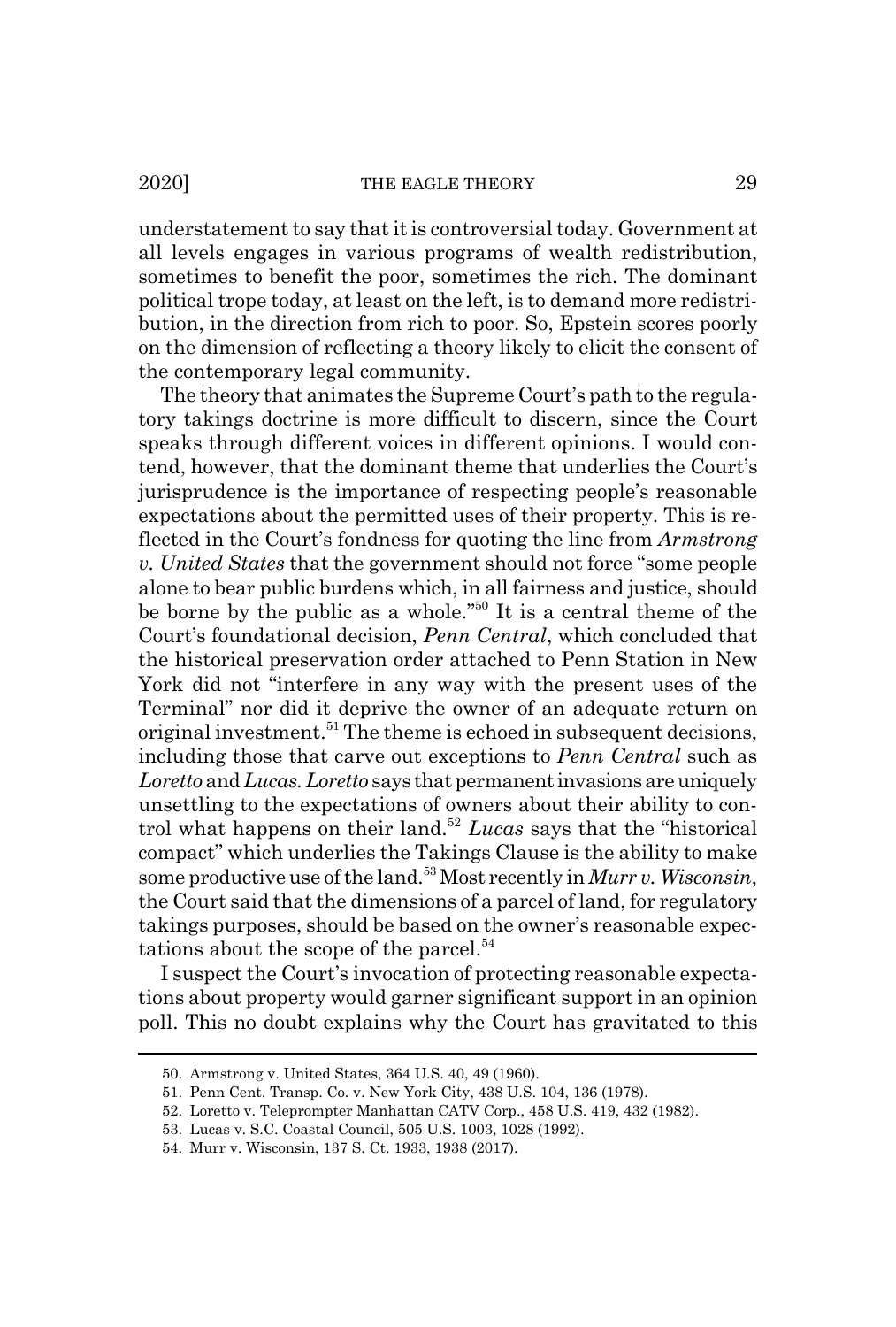understatement to say that it is controversial today. Government at all levels engages in various programs of wealth redistribution, sometimes to benefit the poor, sometimes the rich. The dominant political trope today, at least on the left, is to demand more redistribution, in the direction from rich to poor. So, Epstein scores poorly on the dimension of reflecting a theory likely to elicit the consent of the contemporary legal community.

The theory that animates the Supreme Court's path to the regulatory takings doctrine is more difficult to discern, since the Court speaks through different voices in different opinions. I would contend, however, that the dominant theme that underlies the Court's jurisprudence is the importance of respecting people's reasonable expectations about the permitted uses of their property. This is reflected in the Court's fondness for quoting the line from *Armstrong v. United States* that the government should not force "some people alone to bear public burdens which, in all fairness and justice, should be borne by the public as a whole."[50] It is a central theme of the Court's foundational decision, *Penn Central*, which concluded that the historical preservation order attached to Penn Station in New York did not "interfere in any way with the present uses of the Terminal" nor did it deprive the owner of an adequate return on original investment.[51] The theme is echoed in subsequent decisions, including those that carve out exceptions to *Penn Central* such as *Loretto* and *Lucas*. *Loretto* says that permanent invasions are uniquely unsettling to the expectations of owners about their ability to control what happens on their land.[52] *Lucas* says that the "historical compact" which underlies the Takings Clause is the ability to make some productive use of the land.[53] Most recently in *Murr v. Wisconsin*, the Court said that the dimensions of a parcel of land, for regulatory takings purposes, should be based on the owner's reasonable expectations about the scope of the parcel.[54]

I suspect the Court's invocation of protecting reasonable expectations about property would garner significant support in an opinion poll. This no doubt explains why the Court has gravitated to this

---

50. Armstrong v. United States, 364 U.S. 40, 49 (1960).

51. Penn Cent. Transp. Co. v. New York City, 438 U.S. 104, 136 (1978).

52. Loretto v. Teleprompter Manhattan CATV Corp., 458 U.S. 419, 432 (1982).

53. Lucas v. S.C. Coastal Council, 505 U.S. 1003, 1028 (1992).

54. Murr v. Wisconsin, 137 S. Ct. 1933, 1938 (2017).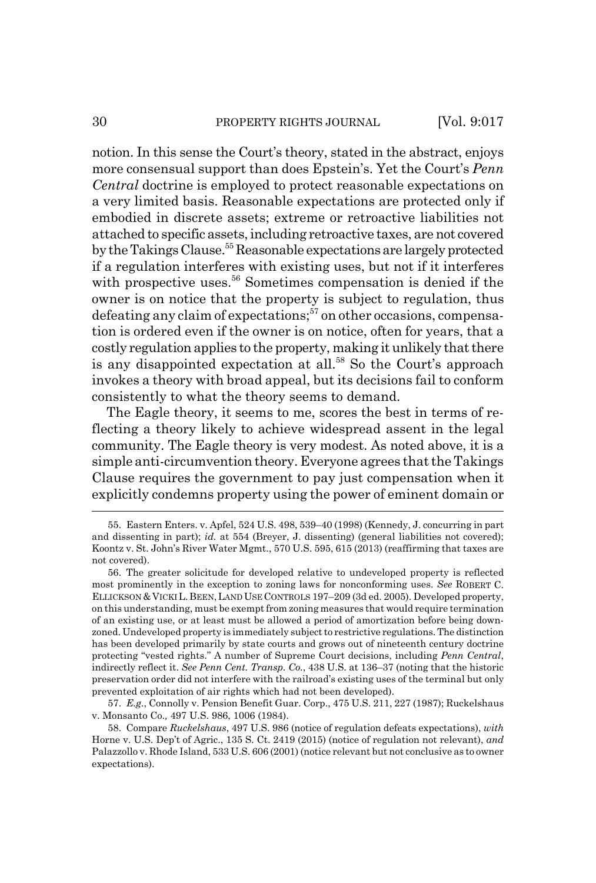notion. In this sense the Court's theory, stated in the abstract, enjoys more consensual support than does Epstein's. Yet the Court's *Penn Central* doctrine is employed to protect reasonable expectations on a very limited basis. Reasonable expectations are protected only if embodied in discrete assets; extreme or retroactive liabilities not attached to specific assets, including retroactive taxes, are not covered by the Takings Clause.[55] Reasonable expectations are largely protected if a regulation interferes with existing uses, but not if it interferes with prospective uses.[56] Sometimes compensation is denied if the owner is on notice that the property is subject to regulation, thus defeating any claim of expectations;[57] on other occasions, compensation is ordered even if the owner is on notice, often for years, that a costly regulation applies to the property, making it unlikely that there is any disappointed expectation at all.[58] So the Court's approach invokes a theory with broad appeal, but its decisions fail to conform consistently to what the theory seems to demand.

The Eagle theory, it seems to me, scores the best in terms of reflecting a theory likely to achieve widespread assent in the legal community. The Eagle theory is very modest. As noted above, it is a simple anti-circumvention theory. Everyone agrees that the Takings Clause requires the government to pay just compensation when it explicitly condemns property using the power of eminent domain or

---

55. Eastern Enters. v. Apfel, 524 U.S. 498, 539–40 (1998) (Kennedy, J. concurring in part and dissenting in part); *id.* at 554 (Breyer, J. dissenting) (general liabilities not covered); Koontz v. St. John's River Water Mgmt., 570 U.S. 595, 615 (2013) (reaffirming that taxes are not covered).

56. The greater solicitude for developed relative to undeveloped property is reflected most prominently in the exception to zoning laws for nonconforming uses. *See* ROBERT C. ELLICKSON & VICKI L. BEEN, LAND USE CONTROLS 197–209 (3d ed. 2005). Developed property, on this understanding, must be exempt from zoning measures that would require termination of an existing use, or at least must be allowed a period of amortization before being downzoned. Undeveloped property is immediately subject to restrictive regulations. The distinction has been developed primarily by state courts and grows out of nineteenth century doctrine protecting "vested rights." A number of Supreme Court decisions, including *Penn Central*, indirectly reflect it. *See Penn Cent. Transp. Co.*, 438 U.S. at 136–37 (noting that the historic preservation order did not interfere with the railroad's existing uses of the terminal but only prevented exploitation of air rights which had not been developed).

57. *E.g.*, Connolly v. Pension Benefit Guar. Corp., 475 U.S. 211, 227 (1987); Ruckelshaus v. Monsanto Co., 497 U.S. 986, 1006 (1984).

58. Compare *Ruckelshaus*, 497 U.S. 986 (notice of regulation defeats expectations), *with* Horne v. U.S. Dep't of Agric., 135 S. Ct. 2419 (2015) (notice of regulation not relevant), *and* Palazzollo v. Rhode Island, 533 U.S. 606 (2001) (notice relevant but not conclusive as to owner expectations).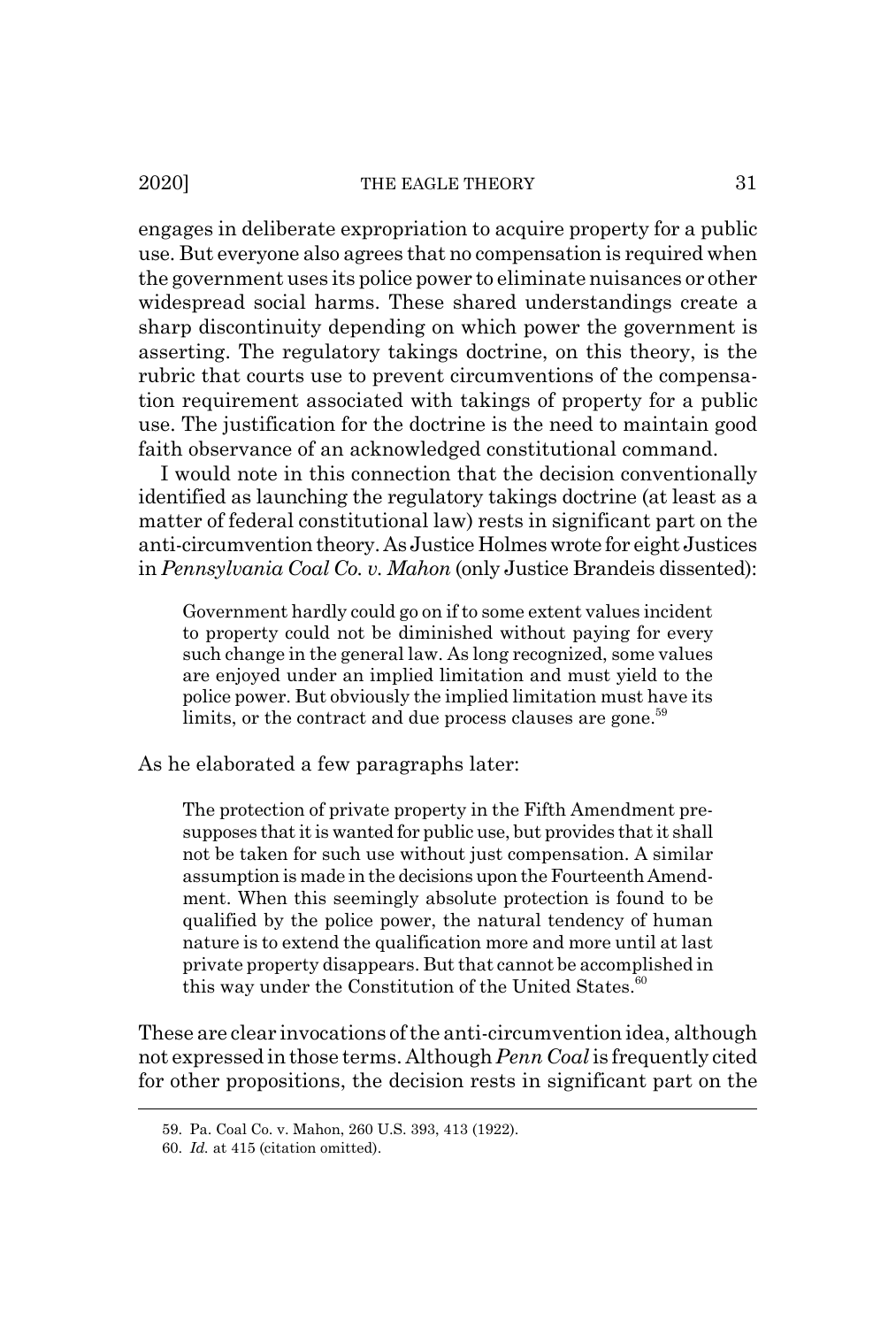engages in deliberate expropriation to acquire property for a public use. But everyone also agrees that no compensation is required when the government uses its police power to eliminate nuisances or other widespread social harms. These shared understandings create a sharp discontinuity depending on which power the government is asserting. The regulatory takings doctrine, on this theory, is the rubric that courts use to prevent circumventions of the compensation requirement associated with takings of property for a public use. The justification for the doctrine is the need to maintain good faith observance of an acknowledged constitutional command.

I would note in this connection that the decision conventionally identified as launching the regulatory takings doctrine (at least as a matter of federal constitutional law) rests in significant part on the anti-circumvention theory. As Justice Holmes wrote for eight Justices in *Pennsylvania Coal Co. v. Mahon* (only Justice Brandeis dissented):

> Government hardly could go on if to some extent values incident to property could not be diminished without paying for every such change in the general law. As long recognized, some values are enjoyed under an implied limitation and must yield to the police power. But obviously the implied limitation must have its limits, or the contract and due process clauses are gone.[59]

As he elaborated a few paragraphs later:

> The protection of private property in the Fifth Amendment presupposes that it is wanted for public use, but provides that it shall not be taken for such use without just compensation. A similar assumption is made in the decisions upon the Fourteenth Amendment. When this seemingly absolute protection is found to be qualified by the police power, the natural tendency of human nature is to extend the qualification more and more until at last private property disappears. But that cannot be accomplished in this way under the Constitution of the United States.[60]

These are clear invocations of the anti-circumvention idea, although not expressed in those terms. Although *Penn Coal* is frequently cited for other propositions, the decision rests in significant part on the

---

59. Pa. Coal Co. v. Mahon, 260 U.S. 393, 413 (1922).

60. *Id.* at 415 (citation omitted).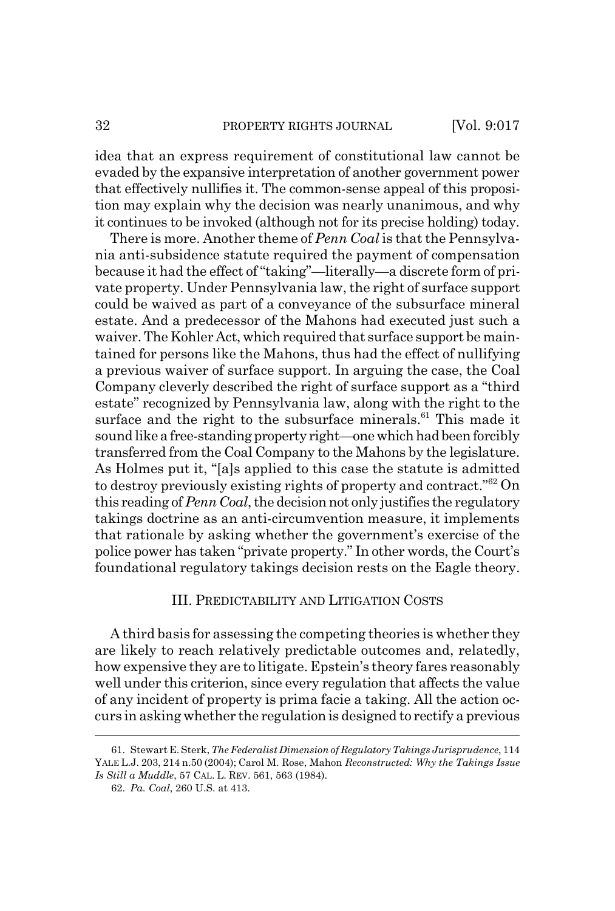idea that an express requirement of constitutional law cannot be evaded by the expansive interpretation of another government power that effectively nullifies it. The common-sense appeal of this proposition may explain why the decision was nearly unanimous, and why it continues to be invoked (although not for its precise holding) today.

There is more. Another theme of *Penn Coal* is that the Pennsylvania anti-subsidence statute required the payment of compensation because it had the effect of "taking"—literally—a discrete form of private property. Under Pennsylvania law, the right of surface support could be waived as part of a conveyance of the subsurface mineral estate. And a predecessor of the Mahons had executed just such a waiver. The Kohler Act, which required that surface support be maintained for persons like the Mahons, thus had the effect of nullifying a previous waiver of surface support. In arguing the case, the Coal Company cleverly described the right of surface support as a "third estate" recognized by Pennsylvania law, along with the right to the surface and the right to the subsurface minerals.[61] This made it sound like a free-standing property right—one which had been forcibly transferred from the Coal Company to the Mahons by the legislature. As Holmes put it, "[a]s applied to this case the statute is admitted to destroy previously existing rights of property and contract."[62] On this reading of *Penn Coal*, the decision not only justifies the regulatory takings doctrine as an anti-circumvention measure, it implements that rationale by asking whether the government's exercise of the police power has taken "private property." In other words, the Court's foundational regulatory takings decision rests on the Eagle theory.

## III. PREDICTABILITY AND LITIGATION COSTS

A third basis for assessing the competing theories is whether they are likely to reach relatively predictable outcomes and, relatedly, how expensive they are to litigate. Epstein's theory fares reasonably well under this criterion, since every regulation that affects the value of any incident of property is prima facie a taking. All the action occurs in asking whether the regulation is designed to rectify a previous

---

61. Stewart E. Sterk, *The Federalist Dimension of Regulatory Takings Jurisprudence*, 114 YALE L.J. 203, 214 n.50 (2004); Carol M. Rose, Mahon *Reconstructed: Why the Takings Issue Is Still a Muddle*, 57 CAL. L. REV. 561, 563 (1984).

62. *Pa. Coal*, 260 U.S. at 413.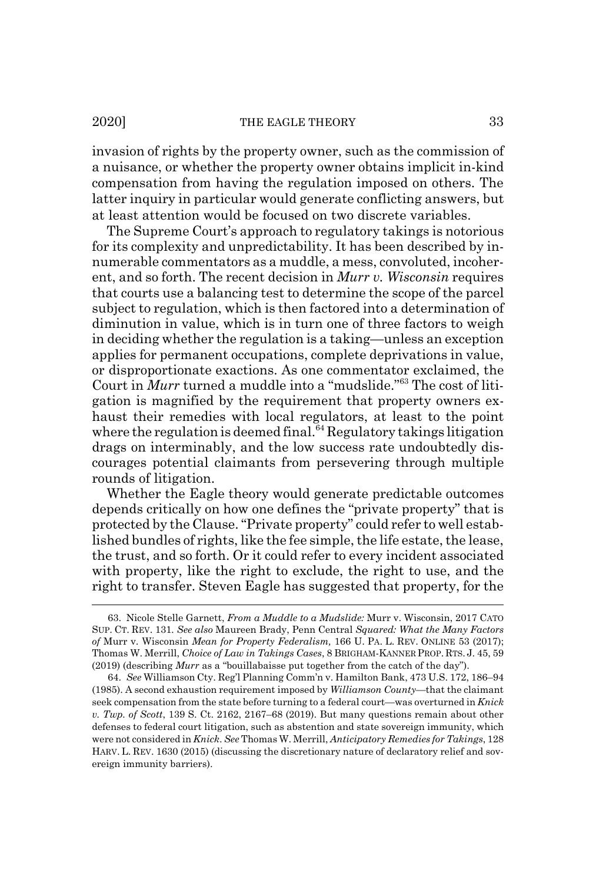invasion of rights by the property owner, such as the commission of a nuisance, or whether the property owner obtains implicit in-kind compensation from having the regulation imposed on others. The latter inquiry in particular would generate conflicting answers, but at least attention would be focused on two discrete variables.

The Supreme Court's approach to regulatory takings is notorious for its complexity and unpredictability. It has been described by innumerable commentators as a muddle, a mess, convoluted, incoherent, and so forth. The recent decision in *Murr v. Wisconsin* requires that courts use a balancing test to determine the scope of the parcel subject to regulation, which is then factored into a determination of diminution in value, which is in turn one of three factors to weigh in deciding whether the regulation is a taking—unless an exception applies for permanent occupations, complete deprivations in value, or disproportionate exactions. As one commentator exclaimed, the Court in *Murr* turned a muddle into a "mudslide."[63] The cost of litigation is magnified by the requirement that property owners exhaust their remedies with local regulators, at least to the point where the regulation is deemed final.[64] Regulatory takings litigation drags on interminably, and the low success rate undoubtedly discourages potential claimants from persevering through multiple rounds of litigation.

Whether the Eagle theory would generate predictable outcomes depends critically on how one defines the "private property" that is protected by the Clause. "Private property" could refer to well established bundles of rights, like the fee simple, the life estate, the lease, the trust, and so forth. Or it could refer to every incident associated with property, like the right to exclude, the right to use, and the right to transfer. Steven Eagle has suggested that property, for the

---

63. Nicole Stelle Garnett, *From a Muddle to a Mudslide:* Murr v. Wisconsin, 2017 CATO SUP. CT. REV. 131. *See also* Maureen Brady, Penn Central *Squared: What the Many Factors of* Murr v. Wisconsin *Mean for Property Federalism*, 166 U. PA. L. REV. ONLINE 53 (2017); Thomas W. Merrill, *Choice of Law in Takings Cases*, 8 BRIGHAM-KANNER PROP. RTS. J. 45, 59 (2019) (describing *Murr* as a "bouillabaisse put together from the catch of the day").

64. *See* Williamson Cty. Reg'l Planning Comm'n v. Hamilton Bank, 473 U.S. 172, 186–94 (1985). A second exhaustion requirement imposed by *Williamson County*—that the claimant seek compensation from the state before turning to a federal court—was overturned in *Knick v. Twp. of Scott*, 139 S. Ct. 2162, 2167–68 (2019). But many questions remain about other defenses to federal court litigation, such as abstention and state sovereign immunity, which were not considered in *Knick*. *See* Thomas W. Merrill, *Anticipatory Remedies for Takings*, 128 HARV. L. REV. 1630 (2015) (discussing the discretionary nature of declaratory relief and sovereign immunity barriers).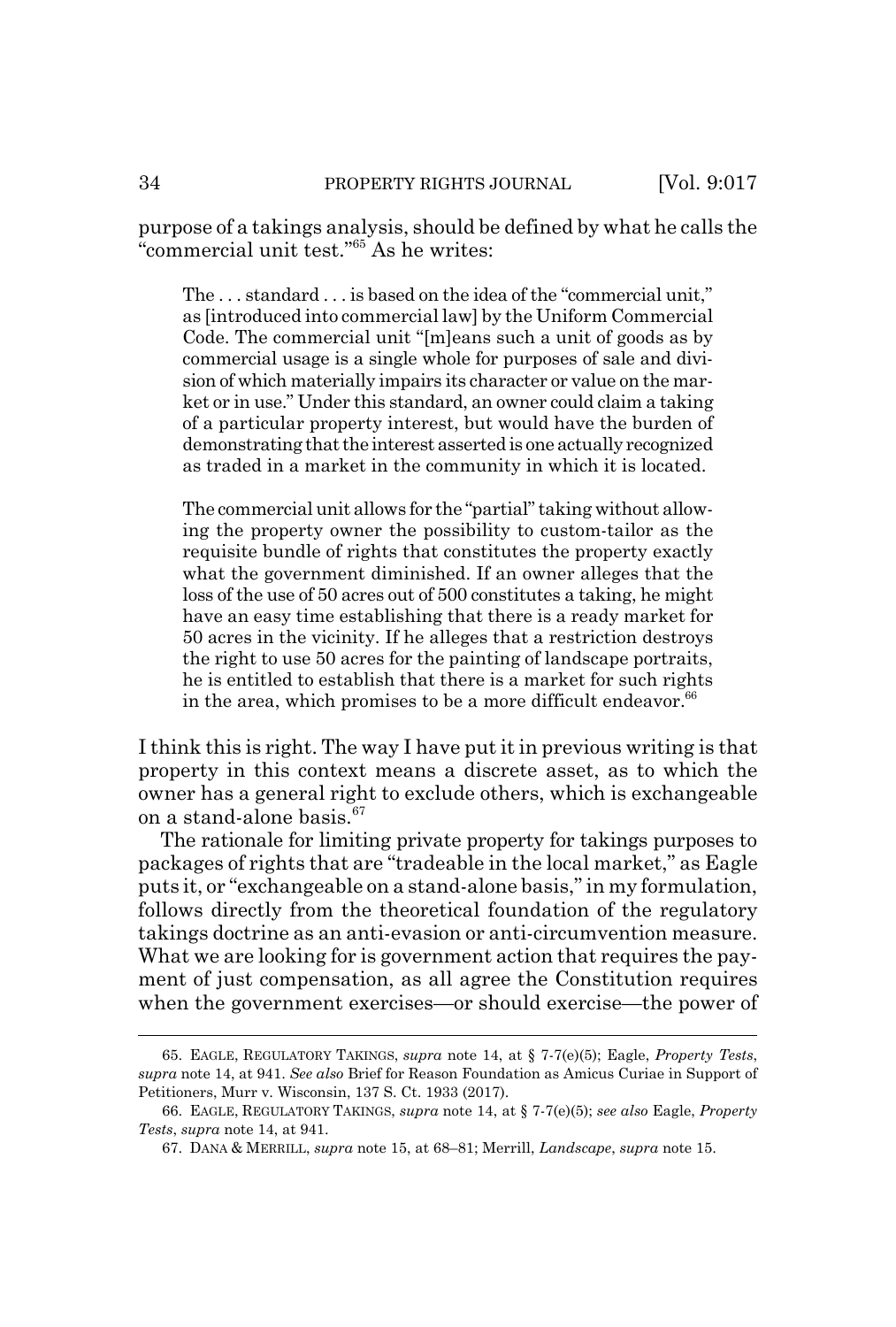purpose of a takings analysis, should be defined by what he calls the "commercial unit test."[65] As he writes:

> The . . . standard . . . is based on the idea of the "commercial unit," as [introduced into commercial law] by the Uniform Commercial Code. The commercial unit "[m]eans such a unit of goods as by commercial usage is a single whole for purposes of sale and division of which materially impairs its character or value on the market or in use." Under this standard, an owner could claim a taking of a particular property interest, but would have the burden of demonstrating that the interest asserted is one actually recognized as traded in a market in the community in which it is located.
>
> The commercial unit allows for the "partial" taking without allowing the property owner the possibility to custom-tailor as the requisite bundle of rights that constitutes the property exactly what the government diminished. If an owner alleges that the loss of the use of 50 acres out of 500 constitutes a taking, he might have an easy time establishing that there is a ready market for 50 acres in the vicinity. If he alleges that a restriction destroys the right to use 50 acres for the painting of landscape portraits, he is entitled to establish that there is a market for such rights in the area, which promises to be a more difficult endeavor.[66]

I think this is right. The way I have put it in previous writing is that property in this context means a discrete asset, as to which the owner has a general right to exclude others, which is exchangeable on a stand-alone basis.[67]

The rationale for limiting private property for takings purposes to packages of rights that are "tradeable in the local market," as Eagle puts it, or "exchangeable on a stand-alone basis," in my formulation, follows directly from the theoretical foundation of the regulatory takings doctrine as an anti-evasion or anti-circumvention measure. What we are looking for is government action that requires the payment of just compensation, as all agree the Constitution requires when the government exercises—or should exercise—the power of

---

65. EAGLE, REGULATORY TAKINGS, *supra* note 14, at § 7-7(e)(5); Eagle, *Property Tests*, *supra* note 14, at 941. *See also* Brief for Reason Foundation as Amicus Curiae in Support of Petitioners, Murr v. Wisconsin, 137 S. Ct. 1933 (2017).

66. EAGLE, REGULATORY TAKINGS, *supra* note 14, at § 7-7(e)(5); *see also* Eagle, *Property Tests*, *supra* note 14, at 941.

67. DANA & MERRILL, *supra* note 15, at 68–81; Merrill, *Landscape*, *supra* note 15.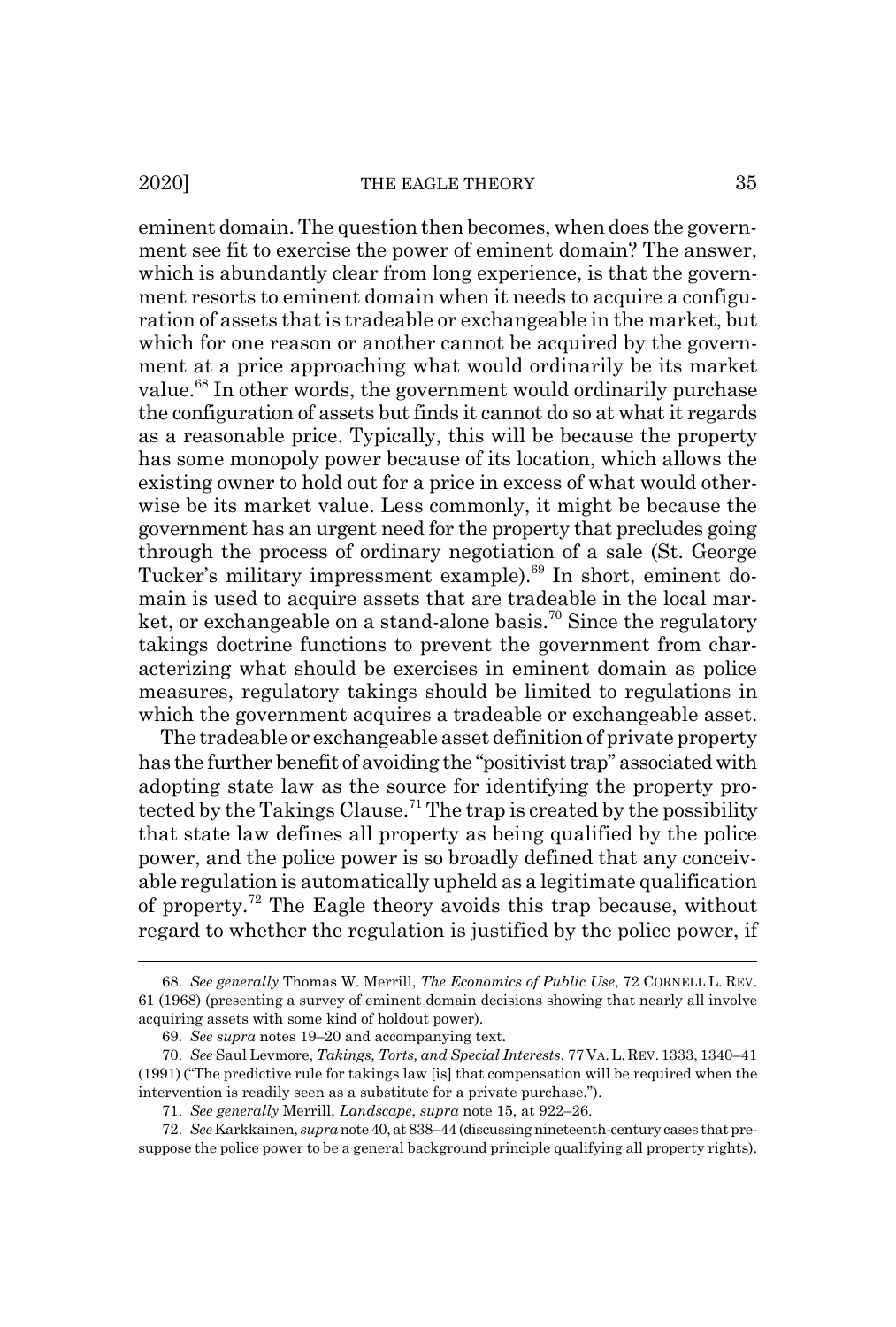eminent domain. The question then becomes, when does the government see fit to exercise the power of eminent domain? The answer, which is abundantly clear from long experience, is that the government resorts to eminent domain when it needs to acquire a configuration of assets that is tradeable or exchangeable in the market, but which for one reason or another cannot be acquired by the government at a price approaching what would ordinarily be its market value.[68] In other words, the government would ordinarily purchase the configuration of assets but finds it cannot do so at what it regards as a reasonable price. Typically, this will be because the property has some monopoly power because of its location, which allows the existing owner to hold out for a price in excess of what would otherwise be its market value. Less commonly, it might be because the government has an urgent need for the property that precludes going through the process of ordinary negotiation of a sale (St. George Tucker's military impressment example).[69] In short, eminent domain is used to acquire assets that are tradeable in the local market, or exchangeable on a stand-alone basis.[70] Since the regulatory takings doctrine functions to prevent the government from characterizing what should be exercises in eminent domain as police measures, regulatory takings should be limited to regulations in which the government acquires a tradeable or exchangeable asset.

The tradeable or exchangeable asset definition of private property has the further benefit of avoiding the "positivist trap" associated with adopting state law as the source for identifying the property protected by the Takings Clause.[71] The trap is created by the possibility that state law defines all property as being qualified by the police power, and the police power is so broadly defined that any conceivable regulation is automatically upheld as a legitimate qualification of property.[72] The Eagle theory avoids this trap because, without regard to whether the regulation is justified by the police power, if

---

68. *See generally* Thomas W. Merrill, *The Economics of Public Use*, 72 CORNELL L. REV. 61 (1968) (presenting a survey of eminent domain decisions showing that nearly all involve acquiring assets with some kind of holdout power).

69. *See supra* notes 19–20 and accompanying text.

70. *See* Saul Levmore, *Takings, Torts, and Special Interests*, 77 VA. L. REV. 1333, 1340–41 (1991) ("The predictive rule for takings law [is] that compensation will be required when the intervention is readily seen as a substitute for a private purchase.").

71. *See generally* Merrill, *Landscape*, *supra* note 15, at 922–26.

72. *See* Karkkainen, *supra* note 40, at 838–44 (discussing nineteenth-century cases that presuppose the police power to be a general background principle qualifying all property rights).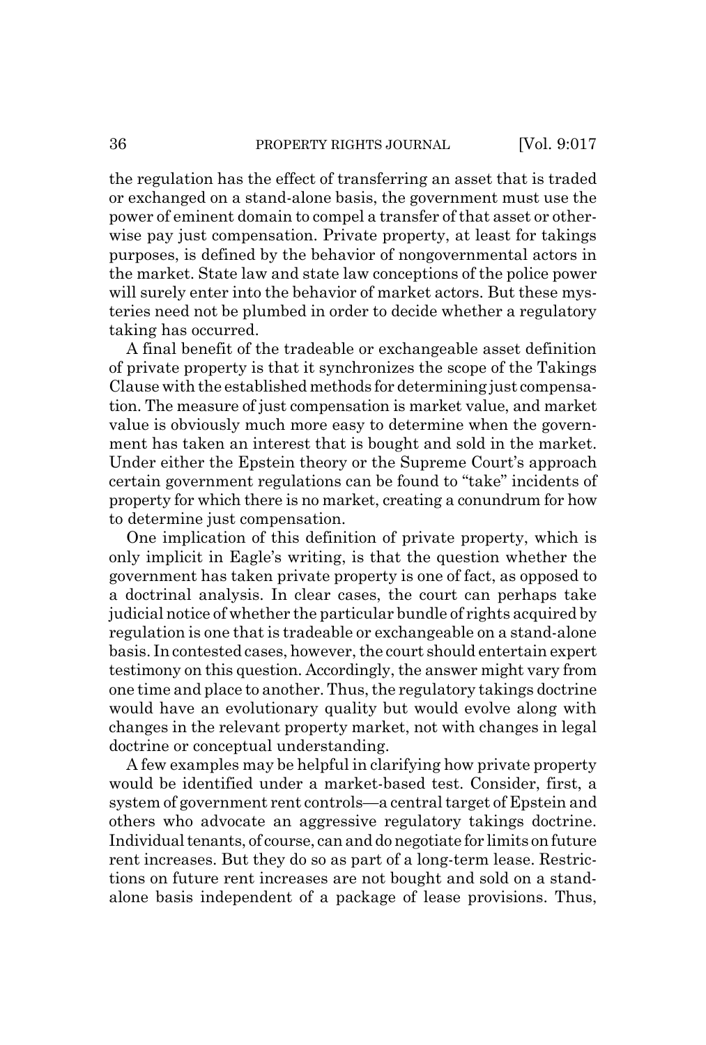the regulation has the effect of transferring an asset that is traded or exchanged on a stand-alone basis, the government must use the power of eminent domain to compel a transfer of that asset or otherwise pay just compensation. Private property, at least for takings purposes, is defined by the behavior of nongovernmental actors in the market. State law and state law conceptions of the police power will surely enter into the behavior of market actors. But these mysteries need not be plumbed in order to decide whether a regulatory taking has occurred.

A final benefit of the tradeable or exchangeable asset definition of private property is that it synchronizes the scope of the Takings Clause with the established methods for determining just compensation. The measure of just compensation is market value, and market value is obviously much more easy to determine when the government has taken an interest that is bought and sold in the market. Under either the Epstein theory or the Supreme Court's approach certain government regulations can be found to "take" incidents of property for which there is no market, creating a conundrum for how to determine just compensation.

One implication of this definition of private property, which is only implicit in Eagle's writing, is that the question whether the government has taken private property is one of fact, as opposed to a doctrinal analysis. In clear cases, the court can perhaps take judicial notice of whether the particular bundle of rights acquired by regulation is one that is tradeable or exchangeable on a stand-alone basis. In contested cases, however, the court should entertain expert testimony on this question. Accordingly, the answer might vary from one time and place to another. Thus, the regulatory takings doctrine would have an evolutionary quality but would evolve along with changes in the relevant property market, not with changes in legal doctrine or conceptual understanding.

A few examples may be helpful in clarifying how private property would be identified under a market-based test. Consider, first, a system of government rent controls—a central target of Epstein and others who advocate an aggressive regulatory takings doctrine. Individual tenants, of course, can and do negotiate for limits on future rent increases. But they do so as part of a long-term lease. Restrictions on future rent increases are not bought and sold on a stand-alone basis independent of a package of lease provisions. Thus,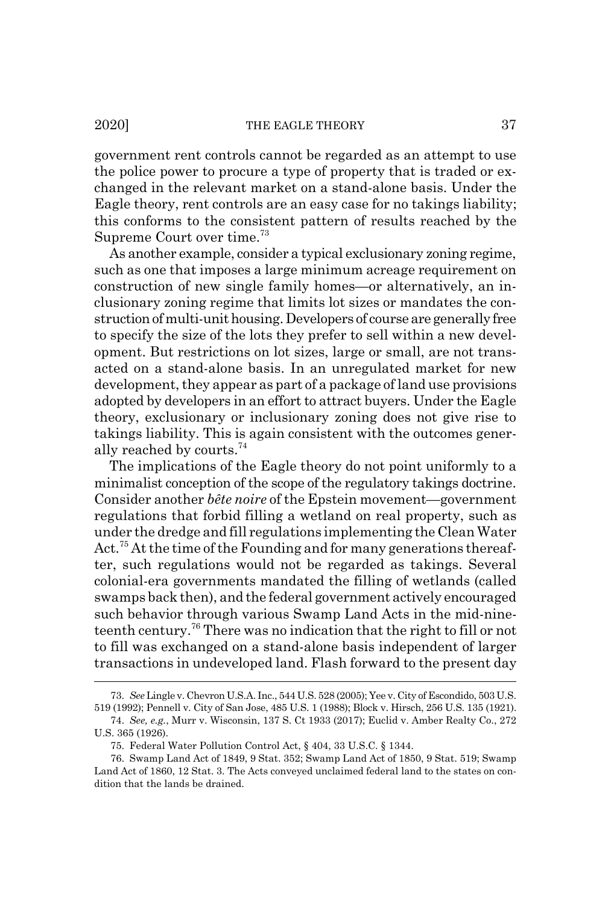government rent controls cannot be regarded as an attempt to use the police power to procure a type of property that is traded or exchanged in the relevant market on a stand-alone basis. Under the Eagle theory, rent controls are an easy case for no takings liability; this conforms to the consistent pattern of results reached by the Supreme Court over time.[73]

As another example, consider a typical exclusionary zoning regime, such as one that imposes a large minimum acreage requirement on construction of new single family homes—or alternatively, an inclusionary zoning regime that limits lot sizes or mandates the construction of multi-unit housing. Developers of course are generally free to specify the size of the lots they prefer to sell within a new development. But restrictions on lot sizes, large or small, are not transacted on a stand-alone basis. In an unregulated market for new development, they appear as part of a package of land use provisions adopted by developers in an effort to attract buyers. Under the Eagle theory, exclusionary or inclusionary zoning does not give rise to takings liability. This is again consistent with the outcomes generally reached by courts.[74]

The implications of the Eagle theory do not point uniformly to a minimalist conception of the scope of the regulatory takings doctrine. Consider another *bête noire* of the Epstein movement—government regulations that forbid filling a wetland on real property, such as under the dredge and fill regulations implementing the Clean Water Act.[75] At the time of the Founding and for many generations thereafter, such regulations would not be regarded as takings. Several colonial-era governments mandated the filling of wetlands (called swamps back then), and the federal government actively encouraged such behavior through various Swamp Land Acts in the mid-nineteenth century.[76] There was no indication that the right to fill or not to fill was exchanged on a stand-alone basis independent of larger transactions in undeveloped land. Flash forward to the present day

---

73. *See* Lingle v. Chevron U.S.A. Inc., 544 U.S. 528 (2005); Yee v. City of Escondido, 503 U.S. 519 (1992); Pennell v. City of San Jose, 485 U.S. 1 (1988); Block v. Hirsch, 256 U.S. 135 (1921).

74. *See, e.g.*, Murr v. Wisconsin, 137 S. Ct 1933 (2017); Euclid v. Amber Realty Co., 272 U.S. 365 (1926).

75. Federal Water Pollution Control Act, § 404, 33 U.S.C. § 1344.

76. Swamp Land Act of 1849, 9 Stat. 352; Swamp Land Act of 1850, 9 Stat. 519; Swamp Land Act of 1860, 12 Stat. 3. The Acts conveyed unclaimed federal land to the states on condition that the lands be drained.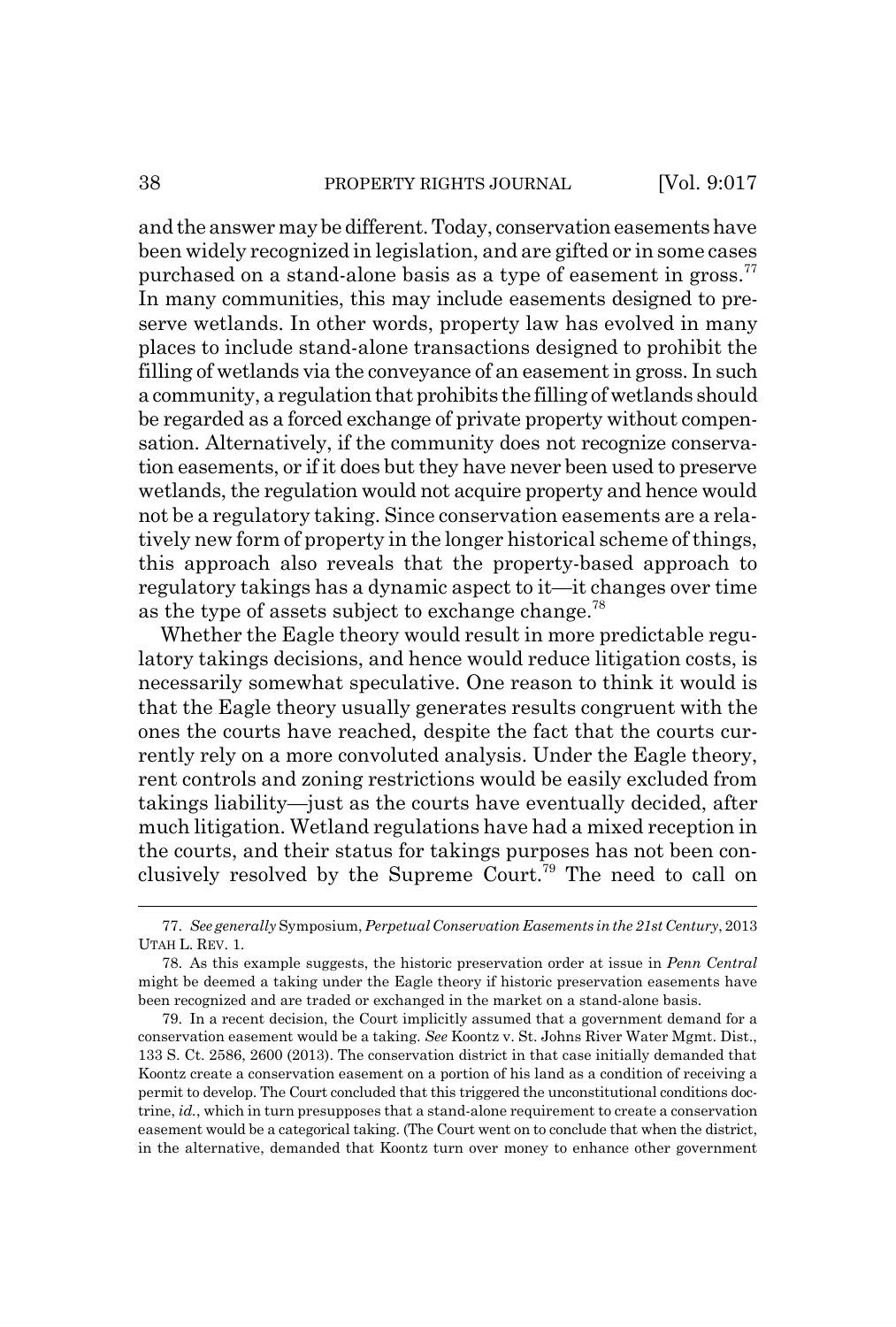and the answer may be different. Today, conservation easements have been widely recognized in legislation, and are gifted or in some cases purchased on a stand-alone basis as a type of easement in gross.[77] In many communities, this may include easements designed to preserve wetlands. In other words, property law has evolved in many places to include stand-alone transactions designed to prohibit the filling of wetlands via the conveyance of an easement in gross. In such a community, a regulation that prohibits the filling of wetlands should be regarded as a forced exchange of private property without compensation. Alternatively, if the community does not recognize conservation easements, or if it does but they have never been used to preserve wetlands, the regulation would not acquire property and hence would not be a regulatory taking. Since conservation easements are a relatively new form of property in the longer historical scheme of things, this approach also reveals that the property-based approach to regulatory takings has a dynamic aspect to it—it changes over time as the type of assets subject to exchange change.[78]

Whether the Eagle theory would result in more predictable regulatory takings decisions, and hence would reduce litigation costs, is necessarily somewhat speculative. One reason to think it would is that the Eagle theory usually generates results congruent with the ones the courts have reached, despite the fact that the courts currently rely on a more convoluted analysis. Under the Eagle theory, rent controls and zoning restrictions would be easily excluded from takings liability—just as the courts have eventually decided, after much litigation. Wetland regulations have had a mixed reception in the courts, and their status for takings purposes has not been conclusively resolved by the Supreme Court.[79] The need to call on

---

77. *See generally* Symposium, *Perpetual Conservation Easements in the 21st Century*, 2013 UTAH L. REV. 1.

78. As this example suggests, the historic preservation order at issue in *Penn Central* might be deemed a taking under the Eagle theory if historic preservation easements have been recognized and are traded or exchanged in the market on a stand-alone basis.

79. In a recent decision, the Court implicitly assumed that a government demand for a conservation easement would be a taking. *See* Koontz v. St. Johns River Water Mgmt. Dist., 133 S. Ct. 2586, 2600 (2013). The conservation district in that case initially demanded that Koontz create a conservation easement on a portion of his land as a condition of receiving a permit to develop. The Court concluded that this triggered the unconstitutional conditions doctrine, *id.*, which in turn presupposes that a stand-alone requirement to create a conservation easement would be a categorical taking. (The Court went on to conclude that when the district, in the alternative, demanded that Koontz turn over money to enhance other government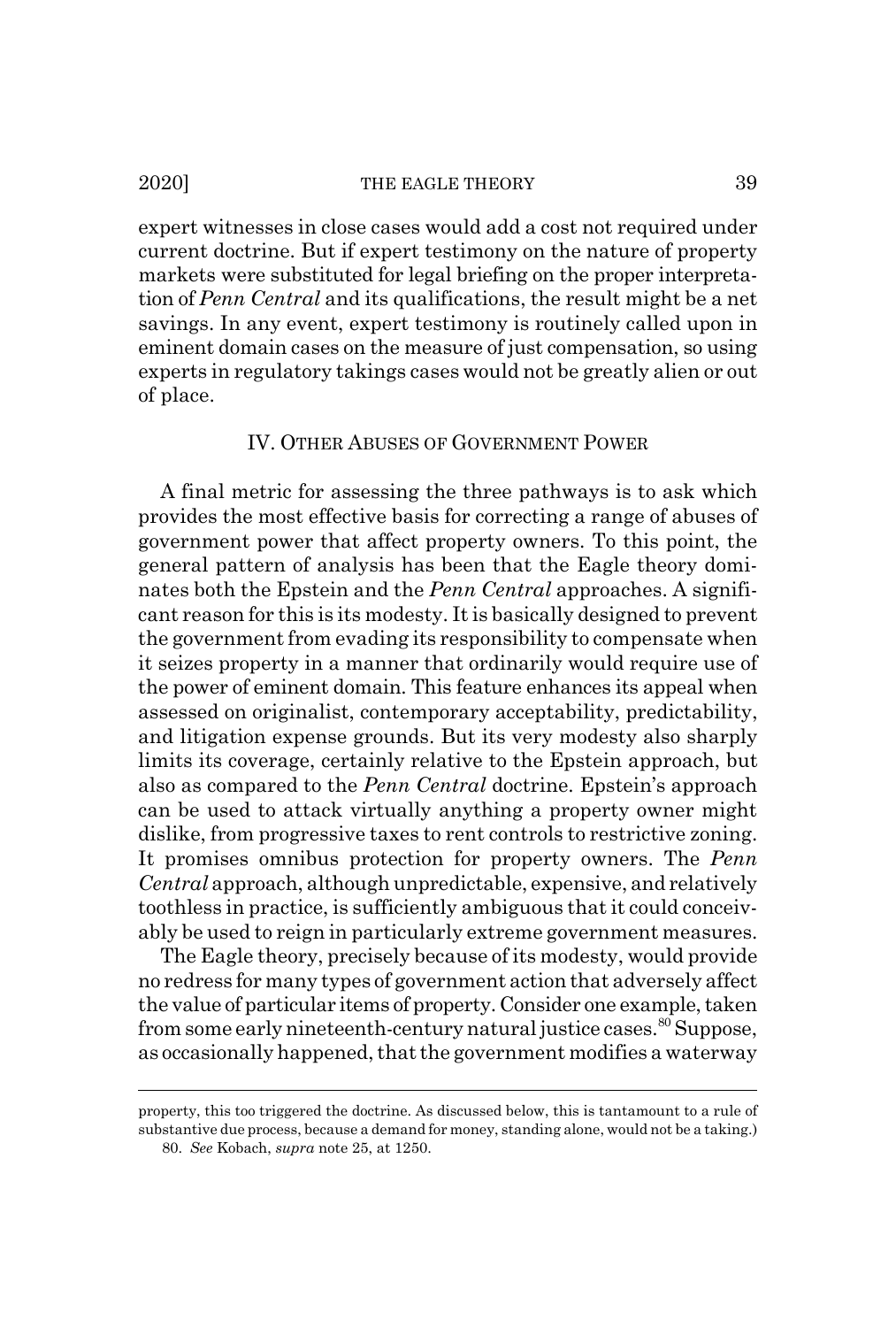expert witnesses in close cases would add a cost not required under current doctrine. But if expert testimony on the nature of property markets were substituted for legal briefing on the proper interpretation of *Penn Central* and its qualifications, the result might be a net savings. In any event, expert testimony is routinely called upon in eminent domain cases on the measure of just compensation, so using experts in regulatory takings cases would not be greatly alien or out of place.

## IV. OTHER ABUSES OF GOVERNMENT POWER

A final metric for assessing the three pathways is to ask which provides the most effective basis for correcting a range of abuses of government power that affect property owners. To this point, the general pattern of analysis has been that the Eagle theory dominates both the Epstein and the *Penn Central* approaches. A significant reason for this is its modesty. It is basically designed to prevent the government from evading its responsibility to compensate when it seizes property in a manner that ordinarily would require use of the power of eminent domain. This feature enhances its appeal when assessed on originalist, contemporary acceptability, predictability, and litigation expense grounds. But its very modesty also sharply limits its coverage, certainly relative to the Epstein approach, but also as compared to the *Penn Central* doctrine. Epstein's approach can be used to attack virtually anything a property owner might dislike, from progressive taxes to rent controls to restrictive zoning. It promises omnibus protection for property owners. The *Penn Central* approach, although unpredictable, expensive, and relatively toothless in practice, is sufficiently ambiguous that it could conceivably be used to reign in particularly extreme government measures.

The Eagle theory, precisely because of its modesty, would provide no redress for many types of government action that adversely affect the value of particular items of property. Consider one example, taken from some early nineteenth-century natural justice cases.[80] Suppose, as occasionally happened, that the government modifies a waterway

---

property, this too triggered the doctrine. As discussed below, this is tantamount to a rule of substantive due process, because a demand for money, standing alone, would not be a taking.)

80. *See* Kobach, *supra* note 25, at 1250.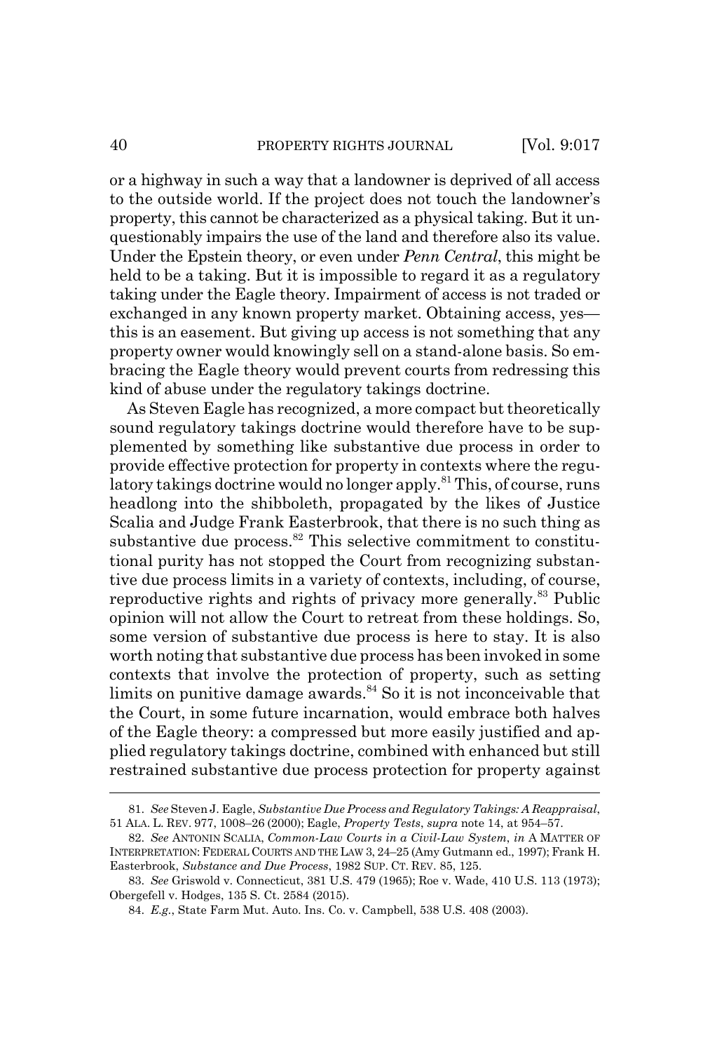or a highway in such a way that a landowner is deprived of all access to the outside world. If the project does not touch the landowner's property, this cannot be characterized as a physical taking. But it unquestionably impairs the use of the land and therefore also its value. Under the Epstein theory, or even under *Penn Central*, this might be held to be a taking. But it is impossible to regard it as a regulatory taking under the Eagle theory. Impairment of access is not traded or exchanged in any known property market. Obtaining access, yes—this is an easement. But giving up access is not something that any property owner would knowingly sell on a stand-alone basis. So embracing the Eagle theory would prevent courts from redressing this kind of abuse under the regulatory takings doctrine.

As Steven Eagle has recognized, a more compact but theoretically sound regulatory takings doctrine would therefore have to be supplemented by something like substantive due process in order to provide effective protection for property in contexts where the regulatory takings doctrine would no longer apply.[81] This, of course, runs headlong into the shibboleth, propagated by the likes of Justice Scalia and Judge Frank Easterbrook, that there is no such thing as substantive due process.[82] This selective commitment to constitutional purity has not stopped the Court from recognizing substantive due process limits in a variety of contexts, including, of course, reproductive rights and rights of privacy more generally.[83] Public opinion will not allow the Court to retreat from these holdings. So, some version of substantive due process is here to stay. It is also worth noting that substantive due process has been invoked in some contexts that involve the protection of property, such as setting limits on punitive damage awards.[84] So it is not inconceivable that the Court, in some future incarnation, would embrace both halves of the Eagle theory: a compressed but more easily justified and applied regulatory takings doctrine, combined with enhanced but still restrained substantive due process protection for property against

---

81. *See* Steven J. Eagle, *Substantive Due Process and Regulatory Takings: A Reappraisal*, 51 ALA. L. REV. 977, 1008–26 (2000); Eagle, *Property Tests*, *supra* note 14, at 954–57.

82. *See* ANTONIN SCALIA, *Common-Law Courts in a Civil-Law System*, *in* A MATTER OF INTERPRETATION: FEDERAL COURTS AND THE LAW 3, 24–25 (Amy Gutmann ed., 1997); Frank H. Easterbrook, *Substance and Due Process*, 1982 SUP. CT. REV. 85, 125.

83. *See* Griswold v. Connecticut, 381 U.S. 479 (1965); Roe v. Wade, 410 U.S. 113 (1973); Obergefell v. Hodges, 135 S. Ct. 2584 (2015).

84. *E.g.*, State Farm Mut. Auto. Ins. Co. v. Campbell, 538 U.S. 408 (2003).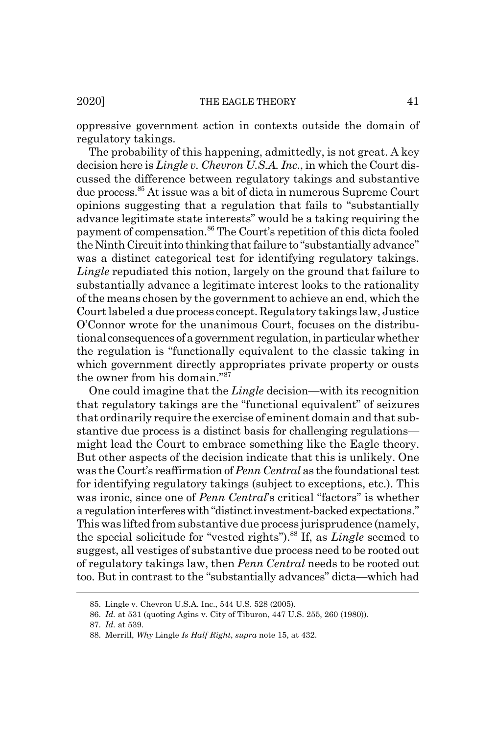oppressive government action in contexts outside the domain of regulatory takings.

The probability of this happening, admittedly, is not great. A key decision here is *Lingle v. Chevron U.S.A. Inc.*, in which the Court discussed the difference between regulatory takings and substantive due process.[85] At issue was a bit of dicta in numerous Supreme Court opinions suggesting that a regulation that fails to "substantially advance legitimate state interests" would be a taking requiring the payment of compensation.[86] The Court's repetition of this dicta fooled the Ninth Circuit into thinking that failure to "substantially advance" was a distinct categorical test for identifying regulatory takings. *Lingle* repudiated this notion, largely on the ground that failure to substantially advance a legitimate interest looks to the rationality of the means chosen by the government to achieve an end, which the Court labeled a due process concept. Regulatory takings law, Justice O'Connor wrote for the unanimous Court, focuses on the distributional consequences of a government regulation, in particular whether the regulation is "functionally equivalent to the classic taking in which government directly appropriates private property or ousts the owner from his domain."[87]

One could imagine that the *Lingle* decision—with its recognition that regulatory takings are the "functional equivalent" of seizures that ordinarily require the exercise of eminent domain and that substantive due process is a distinct basis for challenging regulations—might lead the Court to embrace something like the Eagle theory. But other aspects of the decision indicate that this is unlikely. One was the Court's reaffirmation of *Penn Central* as the foundational test for identifying regulatory takings (subject to exceptions, etc.). This was ironic, since one of *Penn Central*'s critical "factors" is whether a regulation interferes with "distinct investment-backed expectations." This was lifted from substantive due process jurisprudence (namely, the special solicitude for "vested rights").[88] If, as *Lingle* seemed to suggest, all vestiges of substantive due process need to be rooted out of regulatory takings law, then *Penn Central* needs to be rooted out too. But in contrast to the "substantially advances" dicta—which had

---

85. Lingle v. Chevron U.S.A. Inc., 544 U.S. 528 (2005).

86. *Id.* at 531 (quoting Agins v. City of Tiburon, 447 U.S. 255, 260 (1980)).

87. *Id.* at 539.

88. Merrill, *Why* Lingle *Is Half Right*, *supra* note 15, at 432.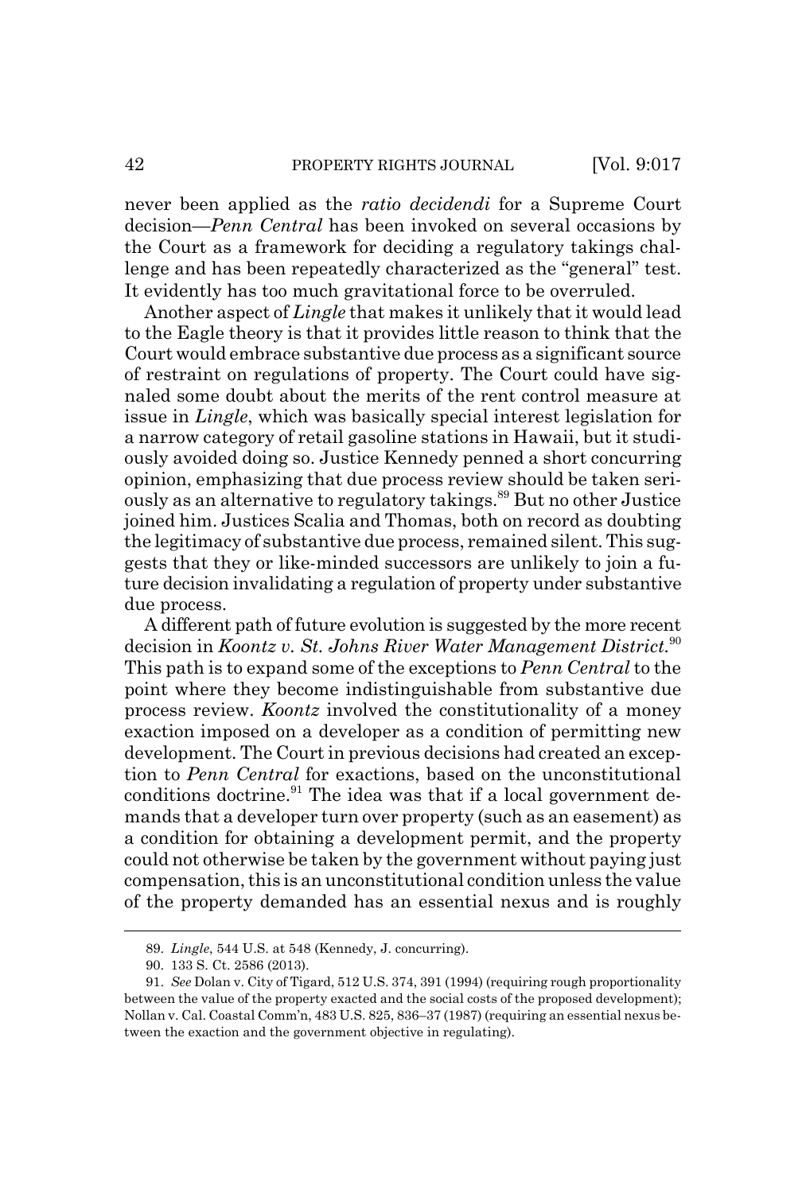never been applied as the *ratio decidendi* for a Supreme Court decision—*Penn Central* has been invoked on several occasions by the Court as a framework for deciding a regulatory takings challenge and has been repeatedly characterized as the "general" test. It evidently has too much gravitational force to be overruled.

Another aspect of *Lingle* that makes it unlikely that it would lead to the Eagle theory is that it provides little reason to think that the Court would embrace substantive due process as a significant source of restraint on regulations of property. The Court could have signaled some doubt about the merits of the rent control measure at issue in *Lingle*, which was basically special interest legislation for a narrow category of retail gasoline stations in Hawaii, but it studiously avoided doing so. Justice Kennedy penned a short concurring opinion, emphasizing that due process review should be taken seriously as an alternative to regulatory takings.[89] But no other Justice joined him. Justices Scalia and Thomas, both on record as doubting the legitimacy of substantive due process, remained silent. This suggests that they or like-minded successors are unlikely to join a future decision invalidating a regulation of property under substantive due process.

A different path of future evolution is suggested by the more recent decision in *Koontz v. St. Johns River Water Management District*.[90] This path is to expand some of the exceptions to *Penn Central* to the point where they become indistinguishable from substantive due process review. *Koontz* involved the constitutionality of a money exaction imposed on a developer as a condition of permitting new development. The Court in previous decisions had created an exception to *Penn Central* for exactions, based on the unconstitutional conditions doctrine.[91] The idea was that if a local government demands that a developer turn over property (such as an easement) as a condition for obtaining a development permit, and the property could not otherwise be taken by the government without paying just compensation, this is an unconstitutional condition unless the value of the property demanded has an essential nexus and is roughly

---

89. *Lingle*, 544 U.S. at 548 (Kennedy, J. concurring).

90. 133 S. Ct. 2586 (2013).

91. *See* Dolan v. City of Tigard, 512 U.S. 374, 391 (1994) (requiring rough proportionality between the value of the property exacted and the social costs of the proposed development); Nollan v. Cal. Coastal Comm'n, 483 U.S. 825, 836–37 (1987) (requiring an essential nexus between the exaction and the government objective in regulating).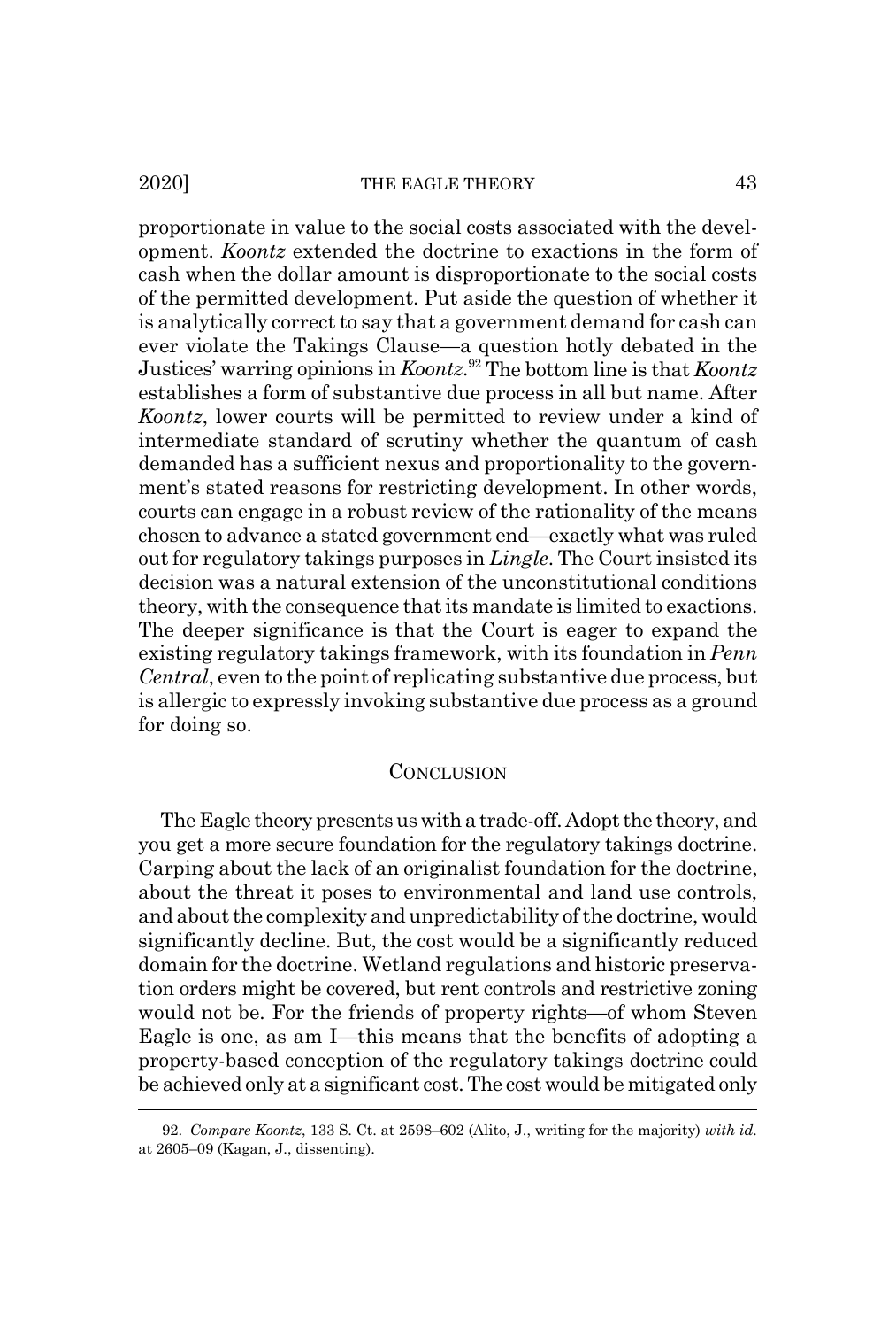proportionate in value to the social costs associated with the development. *Koontz* extended the doctrine to exactions in the form of cash when the dollar amount is disproportionate to the social costs of the permitted development. Put aside the question of whether it is analytically correct to say that a government demand for cash can ever violate the Takings Clause—a question hotly debated in the Justices' warring opinions in *Koontz*.[92] The bottom line is that *Koontz* establishes a form of substantive due process in all but name. After *Koontz*, lower courts will be permitted to review under a kind of intermediate standard of scrutiny whether the quantum of cash demanded has a sufficient nexus and proportionality to the government's stated reasons for restricting development. In other words, courts can engage in a robust review of the rationality of the means chosen to advance a stated government end—exactly what was ruled out for regulatory takings purposes in *Lingle*. The Court insisted its decision was a natural extension of the unconstitutional conditions theory, with the consequence that its mandate is limited to exactions. The deeper significance is that the Court is eager to expand the existing regulatory takings framework, with its foundation in *Penn Central*, even to the point of replicating substantive due process, but is allergic to expressly invoking substantive due process as a ground for doing so.

## CONCLUSION

The Eagle theory presents us with a trade-off. Adopt the theory, and you get a more secure foundation for the regulatory takings doctrine. Carping about the lack of an originalist foundation for the doctrine, about the threat it poses to environmental and land use controls, and about the complexity and unpredictability of the doctrine, would significantly decline. But, the cost would be a significantly reduced domain for the doctrine. Wetland regulations and historic preservation orders might be covered, but rent controls and restrictive zoning would not be. For the friends of property rights—of whom Steven Eagle is one, as am I—this means that the benefits of adopting a property-based conception of the regulatory takings doctrine could be achieved only at a significant cost. The cost would be mitigated only

---

92. *Compare Koontz*, 133 S. Ct. at 2598–602 (Alito, J., writing for the majority) *with id.* at 2605–09 (Kagan, J., dissenting).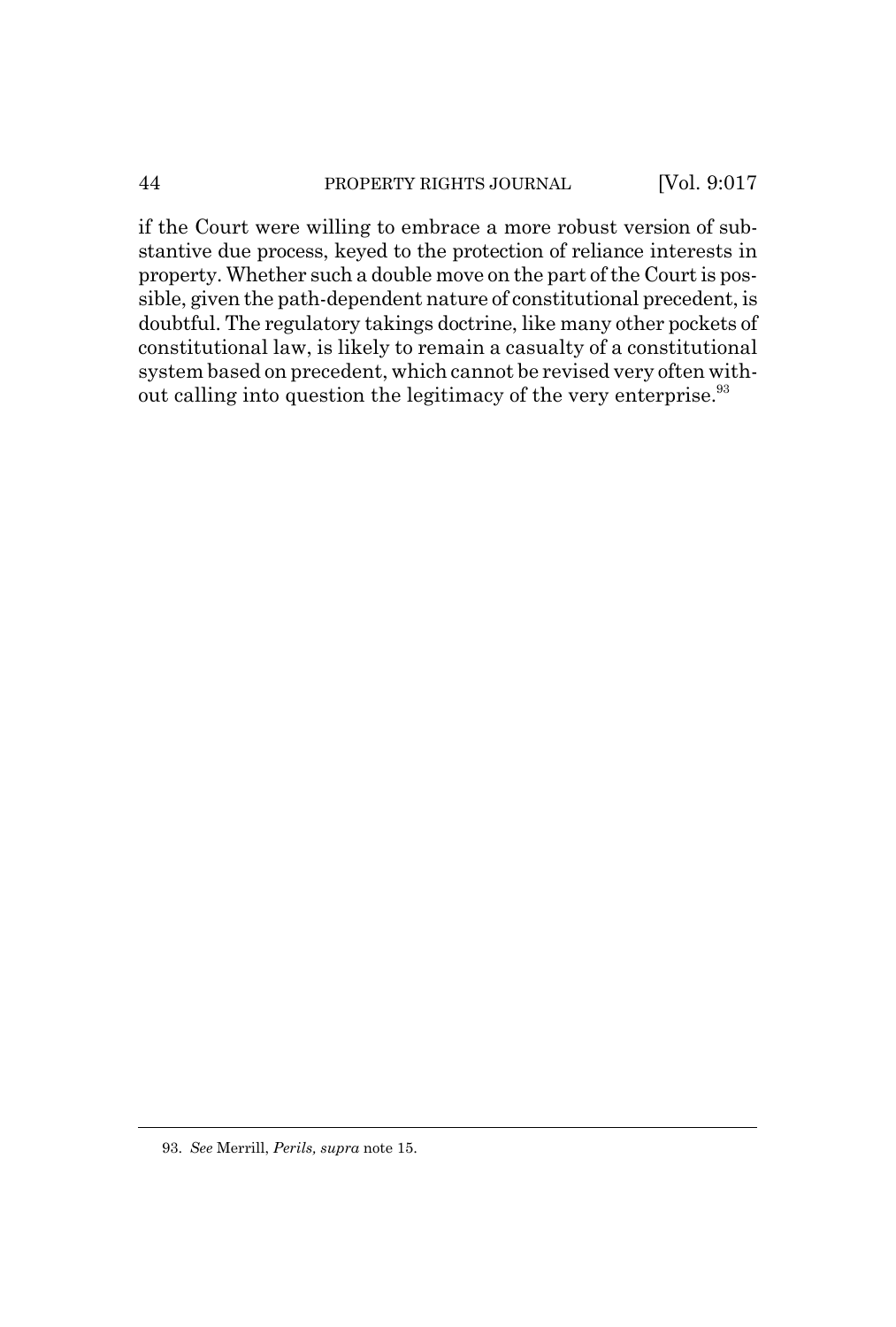if the Court were willing to embrace a more robust version of substantive due process, keyed to the protection of reliance interests in property. Whether such a double move on the part of the Court is possible, given the path-dependent nature of constitutional precedent, is doubtful. The regulatory takings doctrine, like many other pockets of constitutional law, is likely to remain a casualty of a constitutional system based on precedent, which cannot be revised very often without calling into question the legitimacy of the very enterprise.[93]

---

93. *See* Merrill, *Perils, supra* note 15.